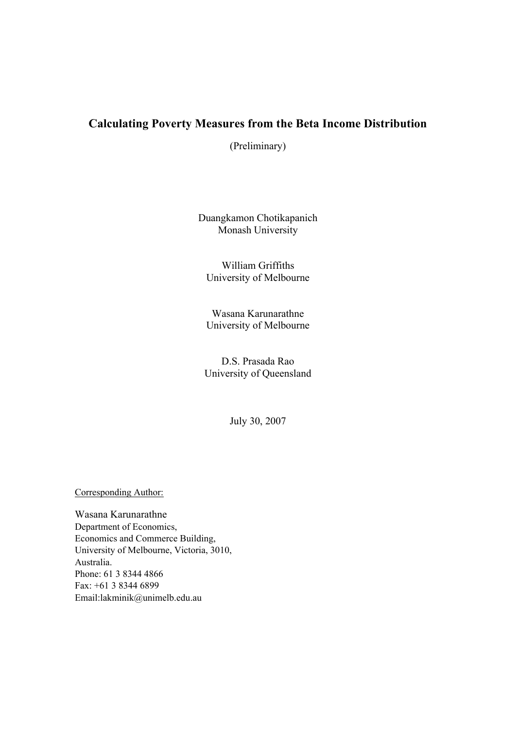# Calculating Poverty Measures from the Beta Income Distribution

(Preliminary)

Duangkamon Chotikapanich
Monash University

William Griffiths
University of Melbourne

Wasana Karunarathne
University of Melbourne

D.S. Prasada Rao
University of Queensland

July 30, 2007

Corresponding Author:

Wasana Karunarathne
Department of Economics,
Economics and Commerce Building,
University of Melbourne, Victoria, 3010,
Australia.
Phone: 61 3 8344 4866
Fax: +61 3 8344 6899
Email:lakminik@unimelb.edu.au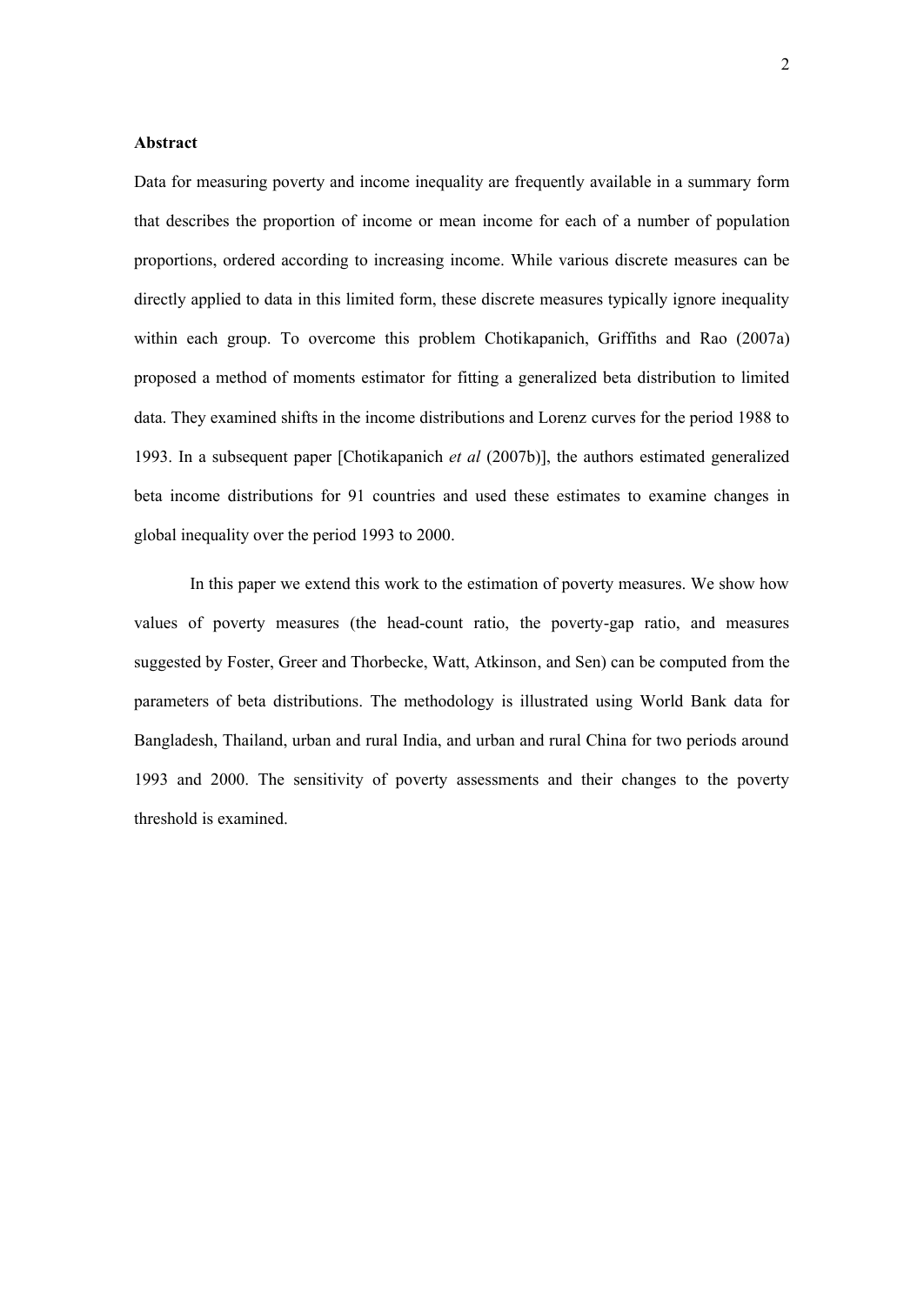**Abstract**

Data for measuring poverty and income inequality are frequently available in a summary form that describes the proportion of income or mean income for each of a number of population proportions, ordered according to increasing income. While various discrete measures can be directly applied to data in this limited form, these discrete measures typically ignore inequality within each group. To overcome this problem Chotikapanich, Griffiths and Rao (2007a) proposed a method of moments estimator for fitting a generalized beta distribution to limited data. They examined shifts in the income distributions and Lorenz curves for the period 1988 to 1993. In a subsequent paper [Chotikapanich *et al* (2007b)], the authors estimated generalized beta income distributions for 91 countries and used these estimates to examine changes in global inequality over the period 1993 to 2000.

In this paper we extend this work to the estimation of poverty measures. We show how values of poverty measures (the head-count ratio, the poverty-gap ratio, and measures suggested by Foster, Greer and Thorbecke, Watt, Atkinson, and Sen) can be computed from the parameters of beta distributions. The methodology is illustrated using World Bank data for Bangladesh, Thailand, urban and rural India, and urban and rural China for two periods around 1993 and 2000. The sensitivity of poverty assessments and their changes to the poverty threshold is examined.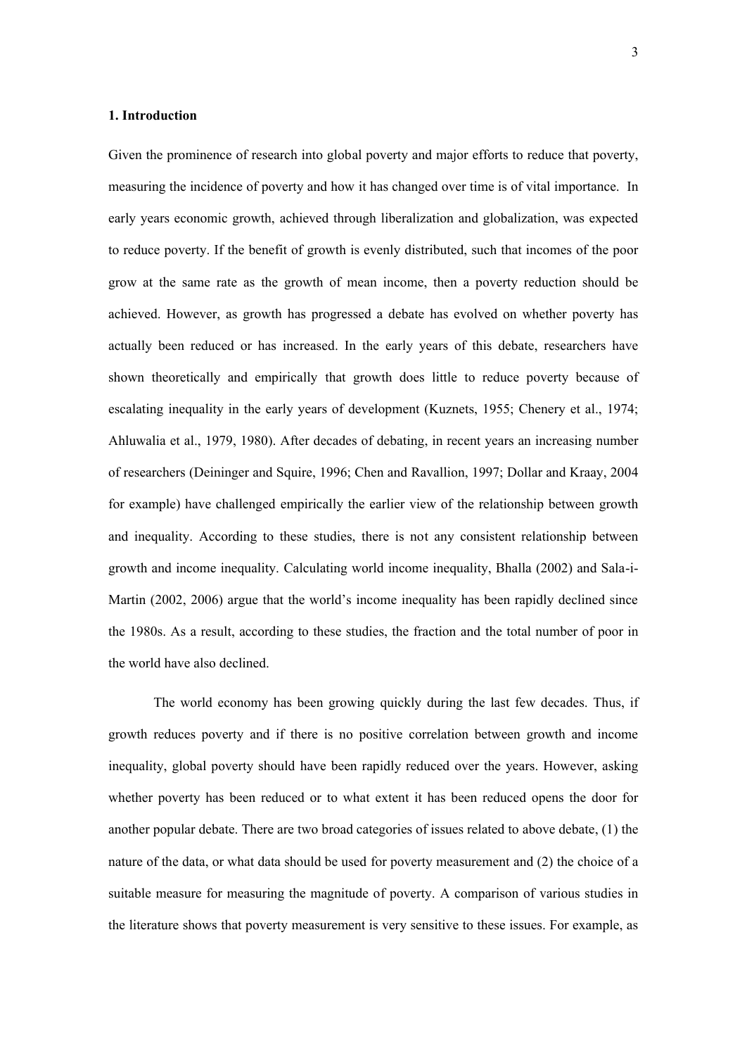## 1. Introduction

Given the prominence of research into global poverty and major efforts to reduce that poverty, measuring the incidence of poverty and how it has changed over time is of vital importance. In early years economic growth, achieved through liberalization and globalization, was expected to reduce poverty. If the benefit of growth is evenly distributed, such that incomes of the poor grow at the same rate as the growth of mean income, then a poverty reduction should be achieved. However, as growth has progressed a debate has evolved on whether poverty has actually been reduced or has increased. In the early years of this debate, researchers have shown theoretically and empirically that growth does little to reduce poverty because of escalating inequality in the early years of development (Kuznets, 1955; Chenery et al., 1974; Ahluwalia et al., 1979, 1980). After decades of debating, in recent years an increasing number of researchers (Deininger and Squire, 1996; Chen and Ravallion, 1997; Dollar and Kraay, 2004 for example) have challenged empirically the earlier view of the relationship between growth and inequality. According to these studies, there is not any consistent relationship between growth and income inequality. Calculating world income inequality, Bhalla (2002) and Sala-i-Martin (2002, 2006) argue that the world's income inequality has been rapidly declined since the 1980s. As a result, according to these studies, the fraction and the total number of poor in the world have also declined.

The world economy has been growing quickly during the last few decades. Thus, if growth reduces poverty and if there is no positive correlation between growth and income inequality, global poverty should have been rapidly reduced over the years. However, asking whether poverty has been reduced or to what extent it has been reduced opens the door for another popular debate. There are two broad categories of issues related to above debate, (1) the nature of the data, or what data should be used for poverty measurement and (2) the choice of a suitable measure for measuring the magnitude of poverty. A comparison of various studies in the literature shows that poverty measurement is very sensitive to these issues. For example, as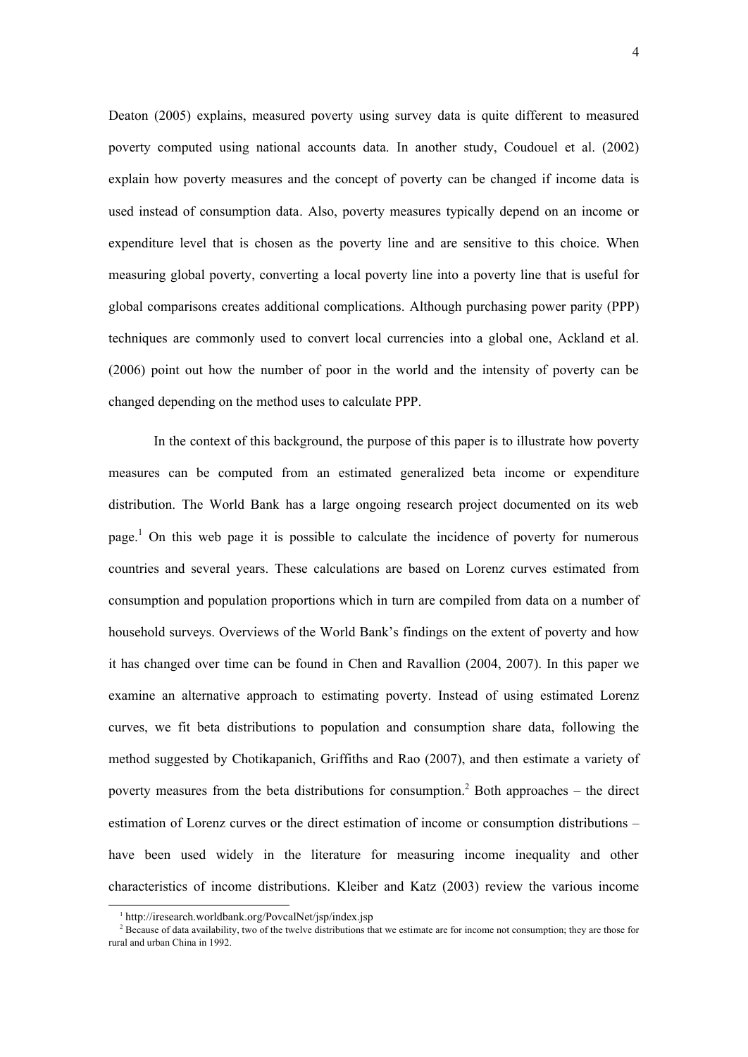Deaton (2005) explains, measured poverty using survey data is quite different to measured poverty computed using national accounts data. In another study, Coudouel et al. (2002) explain how poverty measures and the concept of poverty can be changed if income data is used instead of consumption data. Also, poverty measures typically depend on an income or expenditure level that is chosen as the poverty line and are sensitive to this choice. When measuring global poverty, converting a local poverty line into a poverty line that is useful for global comparisons creates additional complications. Although purchasing power parity (PPP) techniques are commonly used to convert local currencies into a global one, Ackland et al. (2006) point out how the number of poor in the world and the intensity of poverty can be changed depending on the method uses to calculate PPP.

In the context of this background, the purpose of this paper is to illustrate how poverty measures can be computed from an estimated generalized beta income or expenditure distribution. The World Bank has a large ongoing research project documented on its web page.[1] On this web page it is possible to calculate the incidence of poverty for numerous countries and several years. These calculations are based on Lorenz curves estimated from consumption and population proportions which in turn are compiled from data on a number of household surveys. Overviews of the World Bank's findings on the extent of poverty and how it has changed over time can be found in Chen and Ravallion (2004, 2007). In this paper we examine an alternative approach to estimating poverty. Instead of using estimated Lorenz curves, we fit beta distributions to population and consumption share data, following the method suggested by Chotikapanich, Griffiths and Rao (2007), and then estimate a variety of poverty measures from the beta distributions for consumption.[2] Both approaches – the direct estimation of Lorenz curves or the direct estimation of income or consumption distributions – have been used widely in the literature for measuring income inequality and other characteristics of income distributions. Kleiber and Katz (2003) review the various income

[1] http://iresearch.worldbank.org/PovcalNet/jsp/index.jsp

[2] Because of data availability, two of the twelve distributions that we estimate are for income not consumption; they are those for rural and urban China in 1992.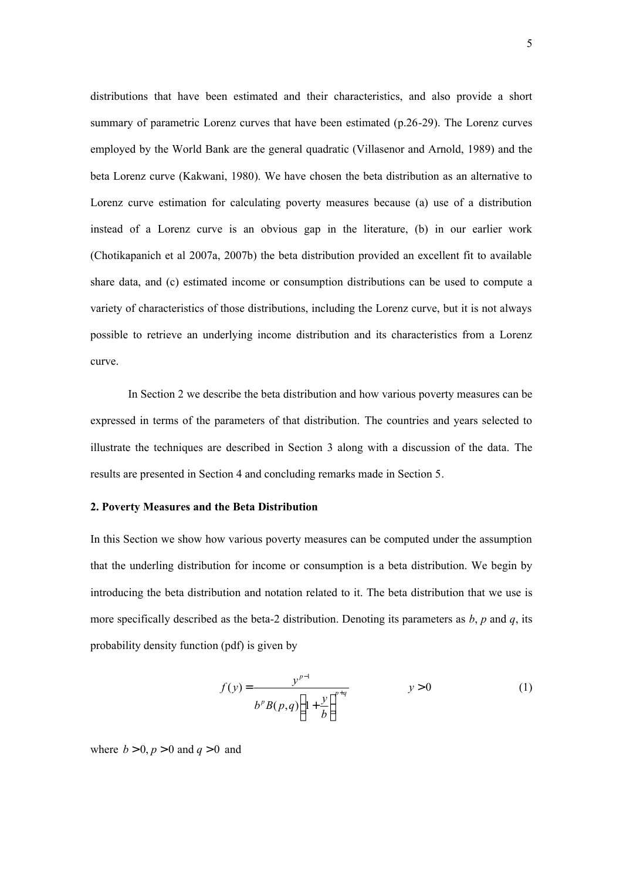distributions that have been estimated and their characteristics, and also provide a short summary of parametric Lorenz curves that have been estimated (p.26-29). The Lorenz curves employed by the World Bank are the general quadratic (Villasenor and Arnold, 1989) and the beta Lorenz curve (Kakwani, 1980). We have chosen the beta distribution as an alternative to Lorenz curve estimation for calculating poverty measures because (a) use of a distribution instead of a Lorenz curve is an obvious gap in the literature, (b) in our earlier work (Chotikapanich et al 2007a, 2007b) the beta distribution provided an excellent fit to available share data, and (c) estimated income or consumption distributions can be used to compute a variety of characteristics of those distributions, including the Lorenz curve, but it is not always possible to retrieve an underlying income distribution and its characteristics from a Lorenz curve.

In Section 2 we describe the beta distribution and how various poverty measures can be expressed in terms of the parameters of that distribution. The countries and years selected to illustrate the techniques are described in Section 3 along with a discussion of the data. The results are presented in Section 4 and concluding remarks made in Section 5.

## 2. Poverty Measures and the Beta Distribution

In this Section we show how various poverty measures can be computed under the assumption that the underling distribution for income or consumption is a beta distribution. We begin by introducing the beta distribution and notation related to it. The beta distribution that we use is more specifically described as the beta-2 distribution. Denoting its parameters as $b$, $p$ and $q$, its probability density function (pdf) is given by

$$f(y) = \frac{y^{p-1}}{b^p B(p,q)\left(1+\frac{y}{b}\right)^{p+q}} \qquad y > 0 \tag{1}$$

where $b > 0, p > 0$ and $q > 0$ and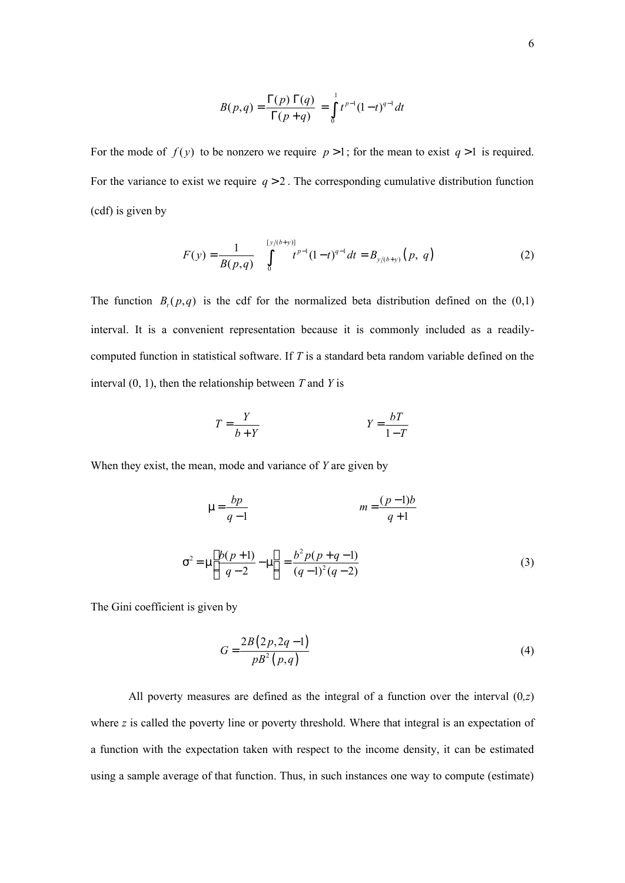$$B(p,q) = \frac{\Gamma(p)\,\Gamma(q)}{\Gamma(p+q)} = \int_0^1 t^{p-1}(1-t)^{q-1}\,dt$$

For the mode of $f(y)$ to be nonzero we require $p > 1$; for the mean to exist $q > 1$ is required. For the variance to exist we require $q > 2$. The corresponding cumulative distribution function (cdf) is given by

$$F(y) = \frac{1}{B(p,q)} \int_0^{[y/(b+y)]} t^{p-1}(1-t)^{q-1}\,dt = B_{y/(b+y)}\left(p,\ q\right) \tag{2}$$

The function $B_t(p,q)$ is the cdf for the normalized beta distribution defined on the (0,1) interval. It is a convenient representation because it is commonly included as a readily-computed function in statistical software. If *T* is a standard beta random variable defined on the interval (0, 1), then the relationship between *T* and *Y* is

$$T = \frac{Y}{b+Y} \qquad\qquad Y = \frac{bT}{1-T}$$

When they exist, the mean, mode and variance of *Y* are given by

$$\mu = \frac{bp}{q-1} \qquad\qquad m = \frac{(p-1)b}{q+1}$$

$$\sigma^2 = \mu\left(\frac{b(p+1)}{q-2} - \mu\right) = \frac{b^2 p(p+q-1)}{(q-1)^2(q-2)} \tag{3}$$

The Gini coefficient is given by

$$G = \frac{2B\left(2p, 2q-1\right)}{pB^2\left(p,q\right)} \tag{4}$$

All poverty measures are defined as the integral of a function over the interval $(0,z)$ where *z* is called the poverty line or poverty threshold. Where that integral is an expectation of a function with the expectation taken with respect to the income density, it can be estimated using a sample average of that function. Thus, in such instances one way to compute (estimate)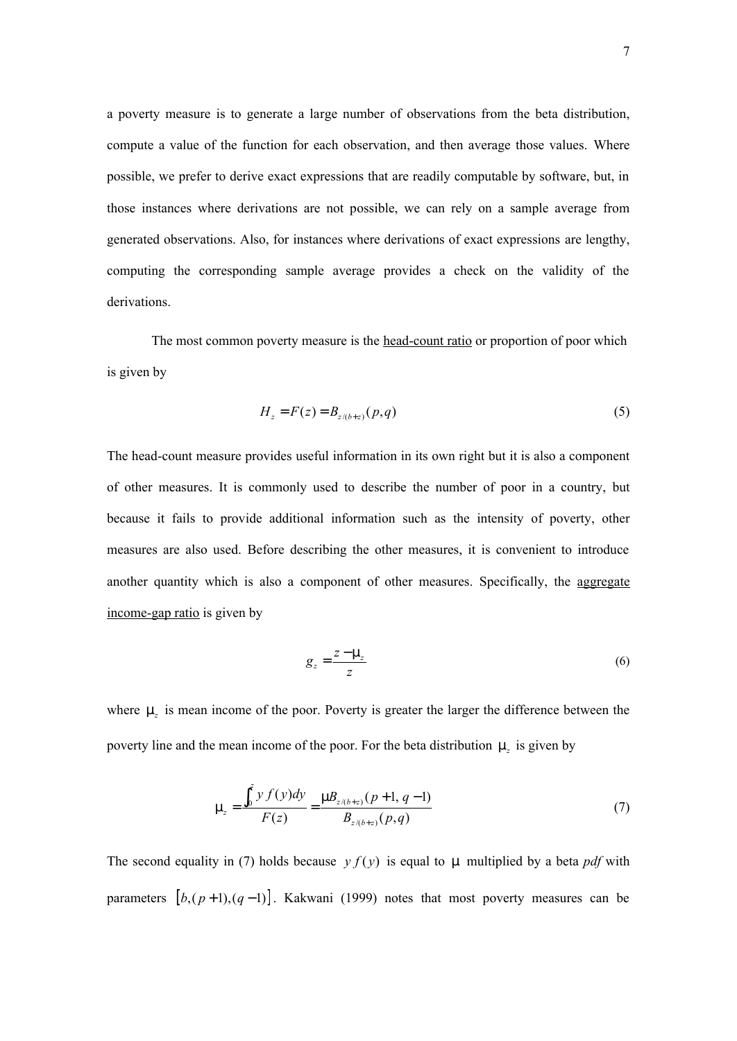a poverty measure is to generate a large number of observations from the beta distribution, compute a value of the function for each observation, and then average those values. Where possible, we prefer to derive exact expressions that are readily computable by software, but, in those instances where derivations are not possible, we can rely on a sample average from generated observations. Also, for instances where derivations of exact expressions are lengthy, computing the corresponding sample average provides a check on the validity of the derivations.

The most common poverty measure is the <u>head-count ratio</u> or proportion of poor which is given by

$$H_z = F(z) = B_{z/(b+z)}(p,q) \tag{5}$$

The head-count measure provides useful information in its own right but it is also a component of other measures. It is commonly used to describe the number of poor in a country, but because it fails to provide additional information such as the intensity of poverty, other measures are also used. Before describing the other measures, it is convenient to introduce another quantity which is also a component of other measures. Specifically, the <u>aggregate income-gap ratio</u> is given by

$$g_z = \frac{z - \mu_z}{z} \tag{6}$$

where $\mu_z$ is mean income of the poor. Poverty is greater the larger the difference between the poverty line and the mean income of the poor. For the beta distribution $\mu_z$ is given by

$$\mu_z = \frac{\int_0^z y\, f(y)dy}{F(z)} = \frac{\mu B_{z/(b+z)}(p+1,\, q-1)}{B_{z/(b+z)}(p,q)} \tag{7}$$

The second equality in (7) holds because $y\, f(y)$ is equal to $\mu$ multiplied by a beta *pdf* with parameters $\left[b,(p+1),(q-1)\right]$. Kakwani (1999) notes that most poverty measures can be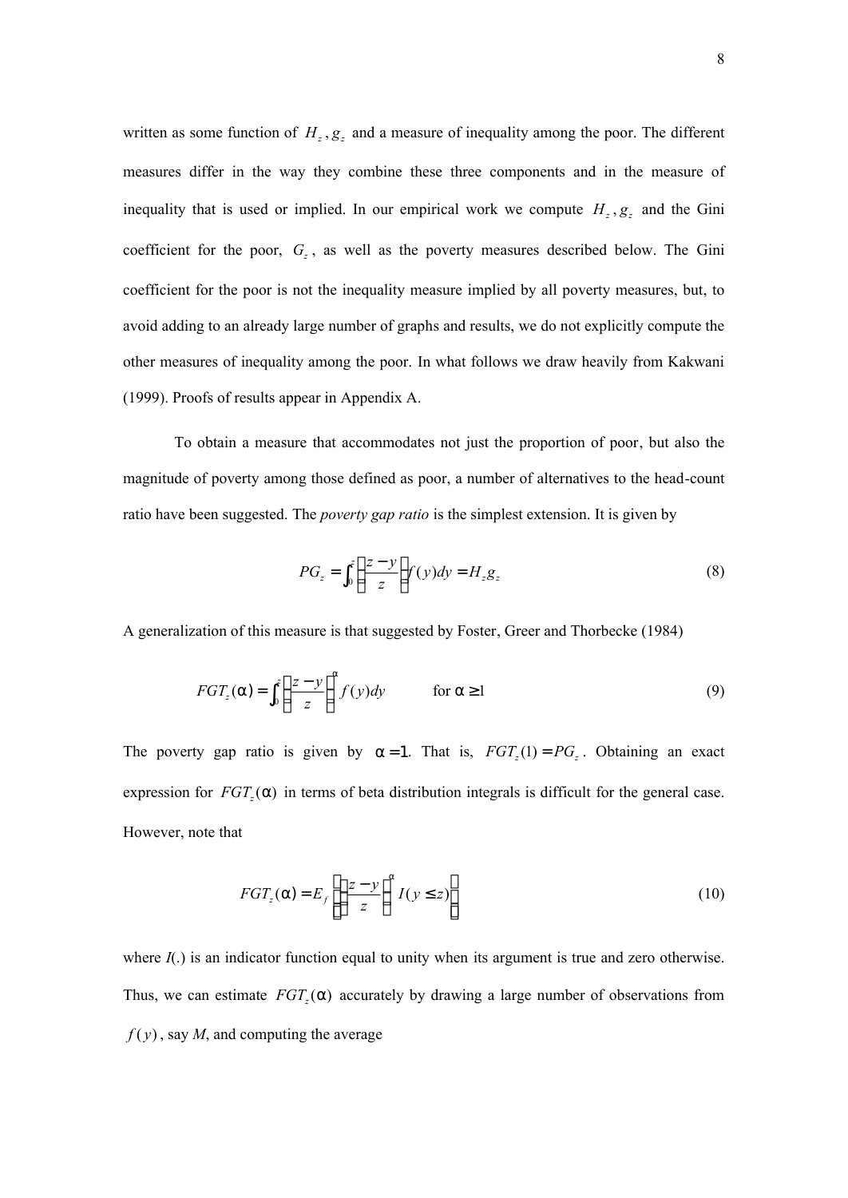written as some function of $H_z, g_z$ and a measure of inequality among the poor. The different measures differ in the way they combine these three components and in the measure of inequality that is used or implied. In our empirical work we compute $H_z, g_z$ and the Gini coefficient for the poor, $G_z$, as well as the poverty measures described below. The Gini coefficient for the poor is not the inequality measure implied by all poverty measures, but, to avoid adding to an already large number of graphs and results, we do not explicitly compute the other measures of inequality among the poor. In what follows we draw heavily from Kakwani (1999). Proofs of results appear in Appendix A.

To obtain a measure that accommodates not just the proportion of poor, but also the magnitude of poverty among those defined as poor, a number of alternatives to the head-count ratio have been suggested. The *poverty gap ratio* is the simplest extension. It is given by

$$PG_z = \int_0^z \left( \frac{z-y}{z} \right) f(y)dy = H_z g_z \tag{8}$$

A generalization of this measure is that suggested by Foster, Greer and Thorbecke (1984)

$$FGT_z(\alpha) = \int_0^z \left( \frac{z-y}{z} \right)^{\alpha} f(y)dy \qquad \text{for } \alpha \geq 1 \tag{9}$$

The poverty gap ratio is given by $\alpha = 1$. That is, $FGT_z(1) = PG_z$. Obtaining an exact expression for $FGT_z(\alpha)$ in terms of beta distribution integrals is difficult for the general case. However, note that

$$FGT_z(\alpha) = E_f \left[ \left( \frac{z-y}{z} \right)^{\alpha} I(y \leq z) \right] \tag{10}$$

where $I(.)$ is an indicator function equal to unity when its argument is true and zero otherwise. Thus, we can estimate $FGT_z(\alpha)$ accurately by drawing a large number of observations from $f(y)$, say $M$, and computing the average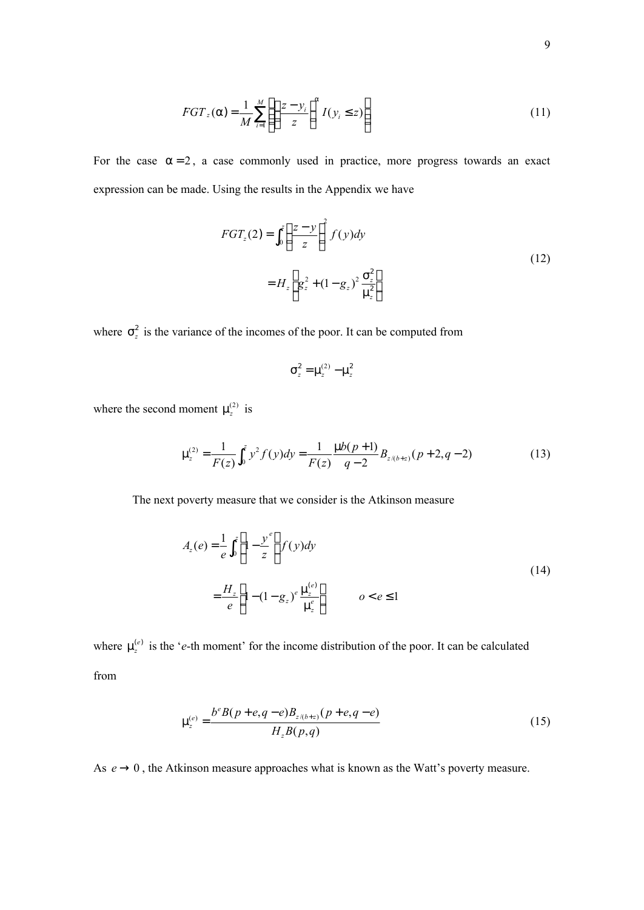$$FGT_z(\alpha) = \frac{1}{M}\sum_{i=1}^{M}\left[\left(\frac{z - y_i}{z}\right)^{\alpha} I(y_i \le z)\right] \tag{11}$$

For the case $\alpha = 2$, a case commonly used in practice, more progress towards an exact expression can be made. Using the results in the Appendix we have

$$\begin{aligned} FGT_z(2) &= \int_0^z \left(\frac{z - y}{z}\right)^2 f(y)dy \\ &= H_z\left[g_z^2 + (1 - g_z)^2 \frac{\sigma_z^2}{\mu_z^2}\right] \end{aligned} \tag{12}$$

where $\sigma_z^2$ is the variance of the incomes of the poor. It can be computed from

$$\sigma_z^2 = \mu_z^{(2)} - \mu_z^2$$

where the second moment $\mu_z^{(2)}$ is

$$\mu_z^{(2)} = \frac{1}{F(z)}\int_0^z y^2 f(y)dy = \frac{1}{F(z)}\frac{\mu b(p+1)}{q-2}B_{z/(b+z)}(p+2, q-2) \tag{13}$$

The next poverty measure that we consider is the Atkinson measure

$$\begin{aligned} A_z(e) &= \frac{1}{e}\int_0^z \left(1 - \frac{y^e}{z}\right) f(y)dy \\ &= \frac{H_z}{e}\left[1 - (1 - g_z)^e \frac{\mu_z^{(e)}}{\mu_z^e}\right] \qquad o < e \le 1 \end{aligned} \tag{14}$$

where $\mu_z^{(e)}$ is the '*e*-th moment' for the income distribution of the poor. It can be calculated from

$$\mu_z^{(e)} = \frac{b^e B(p+e, q-e) B_{z/(b+z)}(p+e, q-e)}{H_z B(p,q)} \tag{15}$$

As $e \to 0$, the Atkinson measure approaches what is known as the Watt's poverty measure.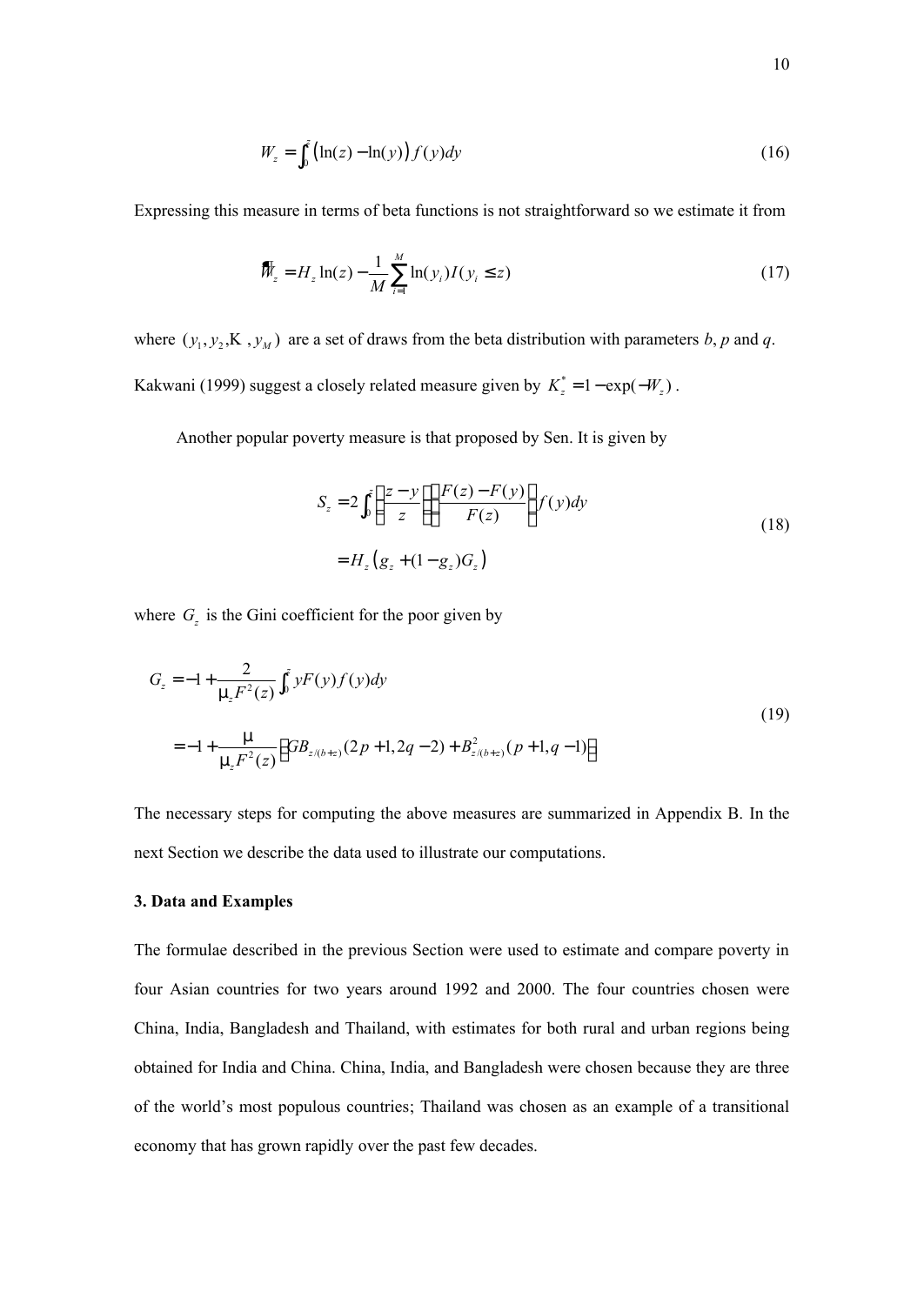$$W_z = \int_0^z \left(\ln(z) - \ln(y)\right) f(y)dy \tag{16}$$

Expressing this measure in terms of beta functions is not straightforward so we estimate it from

$$\hat{W}_z = H_z \ln(z) - \frac{1}{M}\sum_{i=1}^{M} \ln(y_i) I(y_i \le z) \tag{17}$$

where $(y_1, y_2, \ldots, y_M)$ are a set of draws from the beta distribution with parameters *b*, *p* and *q*. Kakwani (1999) suggest a closely related measure given by $K_z^* = 1 - \exp(-W_z)$.

Another popular poverty measure is that proposed by Sen. It is given by

$$\begin{aligned} S_z &= 2\int_0^z \left(\frac{z-y}{z}\right)\left(\frac{F(z)-F(y)}{F(z)}\right) f(y)dy \\ &= H_z\left(g_z + (1-g_z)G_z\right) \end{aligned} \tag{18}$$

where $G_z$ is the Gini coefficient for the poor given by

$$\begin{aligned} G_z &= -1 + \frac{2}{\mu_z F^2(z)} \int_0^z yF(y)f(y)dy \\ &= -1 + \frac{\mu}{\mu_z F^2(z)}\left[GB_{z/(b+z)}(2p+1, 2q-2) + B^2_{z/(b+z)}(p+1, q-1)\right] \end{aligned} \tag{19}$$

The necessary steps for computing the above measures are summarized in Appendix B. In the next Section we describe the data used to illustrate our computations.

### 3. Data and Examples

The formulae described in the previous Section were used to estimate and compare poverty in four Asian countries for two years around 1992 and 2000. The four countries chosen were China, India, Bangladesh and Thailand, with estimates for both rural and urban regions being obtained for India and China. China, India, and Bangladesh were chosen because they are three of the world's most populous countries; Thailand was chosen as an example of a transitional economy that has grown rapidly over the past few decades.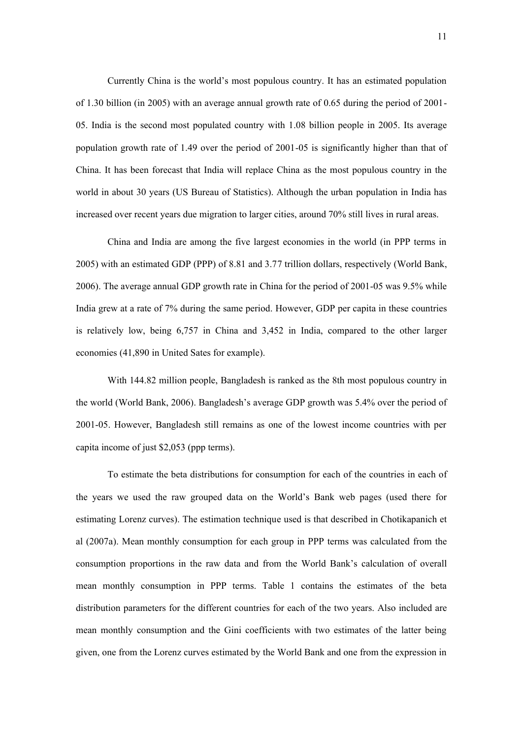Currently China is the world's most populous country. It has an estimated population of 1.30 billion (in 2005) with an average annual growth rate of 0.65 during the period of 2001-05. India is the second most populated country with 1.08 billion people in 2005. Its average population growth rate of 1.49 over the period of 2001-05 is significantly higher than that of China. It has been forecast that India will replace China as the most populous country in the world in about 30 years (US Bureau of Statistics). Although the urban population in India has increased over recent years due migration to larger cities, around 70% still lives in rural areas.

China and India are among the five largest economies in the world (in PPP terms in 2005) with an estimated GDP (PPP) of 8.81 and 3.77 trillion dollars, respectively (World Bank, 2006). The average annual GDP growth rate in China for the period of 2001-05 was 9.5% while India grew at a rate of 7% during the same period. However, GDP per capita in these countries is relatively low, being 6,757 in China and 3,452 in India, compared to the other larger economies (41,890 in United Sates for example).

With 144.82 million people, Bangladesh is ranked as the 8th most populous country in the world (World Bank, 2006). Bangladesh's average GDP growth was 5.4% over the period of 2001-05. However, Bangladesh still remains as one of the lowest income countries with per capita income of just $2,053 (ppp terms).

To estimate the beta distributions for consumption for each of the countries in each of the years we used the raw grouped data on the World's Bank web pages (used there for estimating Lorenz curves). The estimation technique used is that described in Chotikapanich et al (2007a). Mean monthly consumption for each group in PPP terms was calculated from the consumption proportions in the raw data and from the World Bank's calculation of overall mean monthly consumption in PPP terms. Table 1 contains the estimates of the beta distribution parameters for the different countries for each of the two years. Also included are mean monthly consumption and the Gini coefficients with two estimates of the latter being given, one from the Lorenz curves estimated by the World Bank and one from the expression in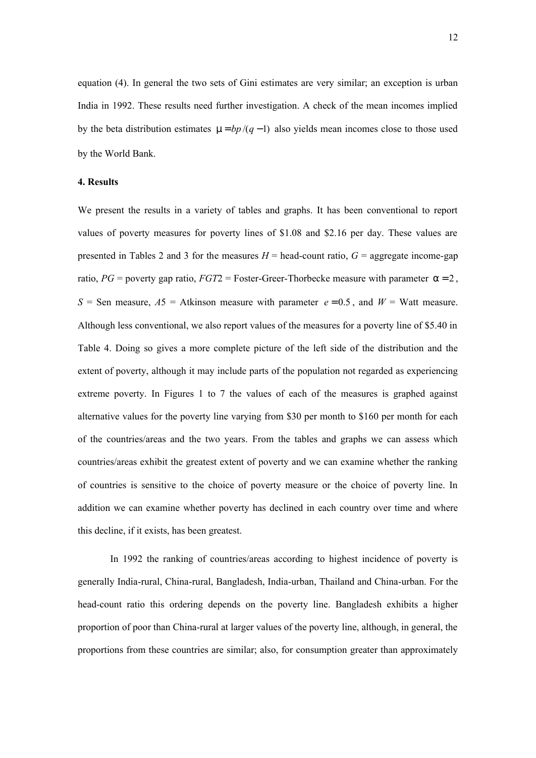equation (4). In general the two sets of Gini estimates are very similar; an exception is urban India in 1992. These results need further investigation. A check of the mean incomes implied by the beta distribution estimates $\mu = bp/(q-1)$ also yields mean incomes close to those used by the World Bank.

**4. Results**

We present the results in a variety of tables and graphs. It has been conventional to report values of poverty measures for poverty lines of \$1.08 and \$2.16 per day. These values are presented in Tables 2 and 3 for the measures $H$ = head-count ratio, $G$ = aggregate income-gap ratio, $PG$ = poverty gap ratio, $FGT2$ = Foster-Greer-Thorbecke measure with parameter $\alpha = 2$, $S$ = Sen measure, $A5$ = Atkinson measure with parameter $e = 0.5$, and $W$ = Watt measure. Although less conventional, we also report values of the measures for a poverty line of \$5.40 in Table 4. Doing so gives a more complete picture of the left side of the distribution and the extent of poverty, although it may include parts of the population not regarded as experiencing extreme poverty. In Figures 1 to 7 the values of each of the measures is graphed against alternative values for the poverty line varying from \$30 per month to \$160 per month for each of the countries/areas and the two years. From the tables and graphs we can assess which countries/areas exhibit the greatest extent of poverty and we can examine whether the ranking of countries is sensitive to the choice of poverty measure or the choice of poverty line. In addition we can examine whether poverty has declined in each country over time and where this decline, if it exists, has been greatest.

In 1992 the ranking of countries/areas according to highest incidence of poverty is generally India-rural, China-rural, Bangladesh, India-urban, Thailand and China-urban. For the head-count ratio this ordering depends on the poverty line. Bangladesh exhibits a higher proportion of poor than China-rural at larger values of the poverty line, although, in general, the proportions from these countries are similar; also, for consumption greater than approximately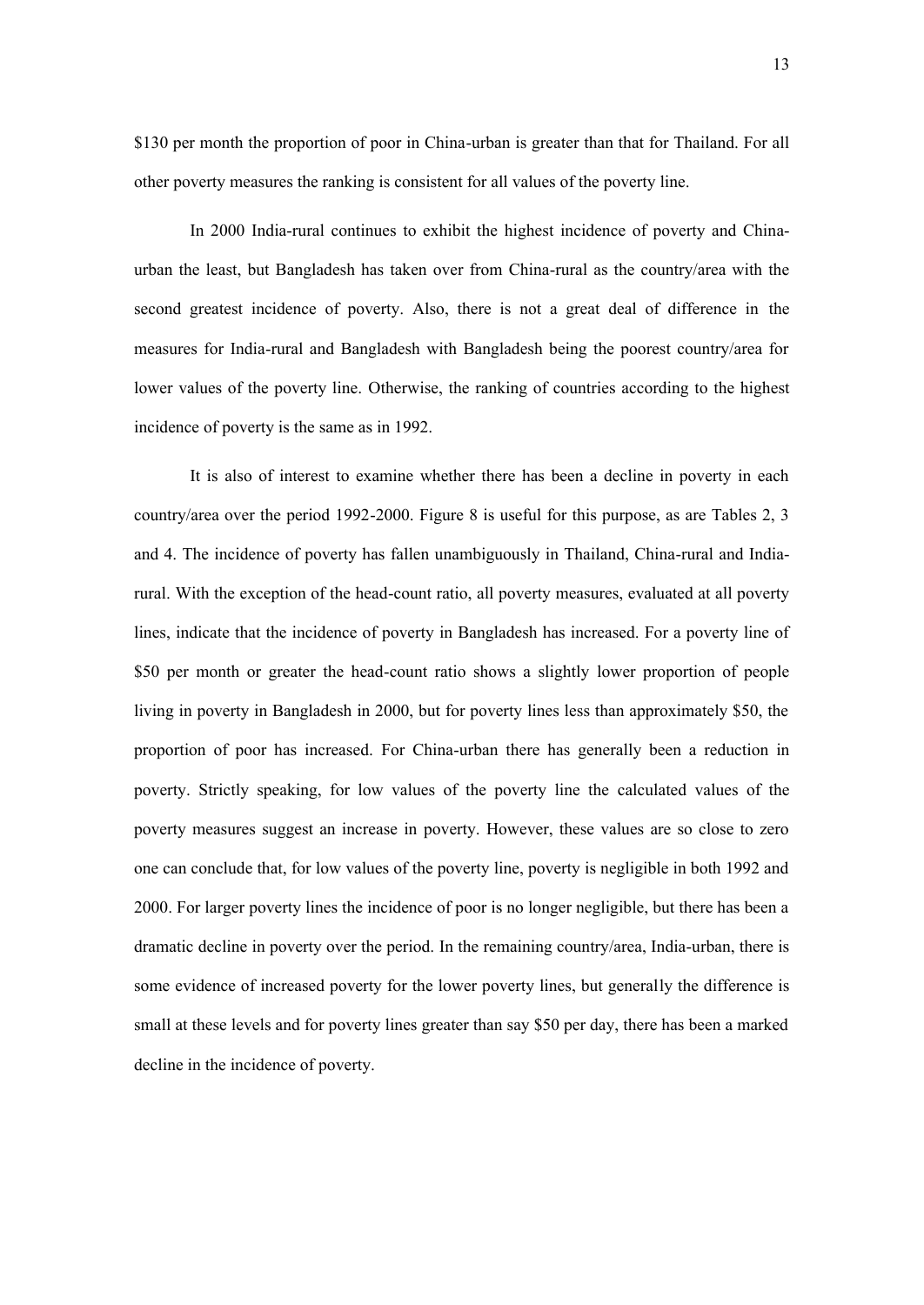$130 per month the proportion of poor in China-urban is greater than that for Thailand. For all other poverty measures the ranking is consistent for all values of the poverty line.

In 2000 India-rural continues to exhibit the highest incidence of poverty and China-urban the least, but Bangladesh has taken over from China-rural as the country/area with the second greatest incidence of poverty. Also, there is not a great deal of difference in the measures for India-rural and Bangladesh with Bangladesh being the poorest country/area for lower values of the poverty line. Otherwise, the ranking of countries according to the highest incidence of poverty is the same as in 1992.

It is also of interest to examine whether there has been a decline in poverty in each country/area over the period 1992-2000. Figure 8 is useful for this purpose, as are Tables 2, 3 and 4. The incidence of poverty has fallen unambiguously in Thailand, China-rural and India-rural. With the exception of the head-count ratio, all poverty measures, evaluated at all poverty lines, indicate that the incidence of poverty in Bangladesh has increased. For a poverty line of $50 per month or greater the head-count ratio shows a slightly lower proportion of people living in poverty in Bangladesh in 2000, but for poverty lines less than approximately $50, the proportion of poor has increased. For China-urban there has generally been a reduction in poverty. Strictly speaking, for low values of the poverty line the calculated values of the poverty measures suggest an increase in poverty. However, these values are so close to zero one can conclude that, for low values of the poverty line, poverty is negligible in both 1992 and 2000. For larger poverty lines the incidence of poor is no longer negligible, but there has been a dramatic decline in poverty over the period. In the remaining country/area, India-urban, there is some evidence of increased poverty for the lower poverty lines, but generally the difference is small at these levels and for poverty lines greater than say $50 per day, there has been a marked decline in the incidence of poverty.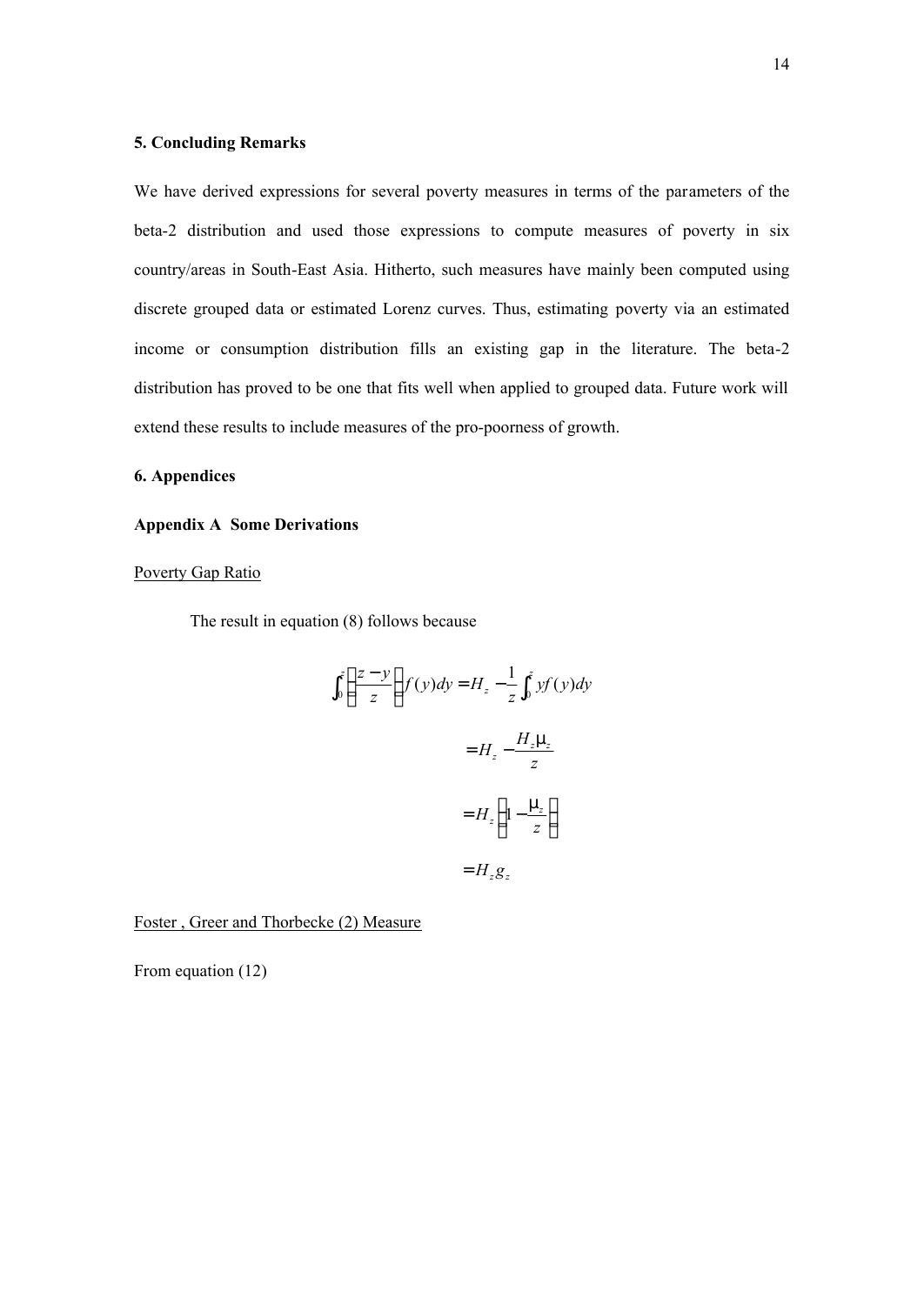### 5. Concluding Remarks

We have derived expressions for several poverty measures in terms of the parameters of the beta-2 distribution and used those expressions to compute measures of poverty in six country/areas in South-East Asia. Hitherto, such measures have mainly been computed using discrete grouped data or estimated Lorenz curves. Thus, estimating poverty via an estimated income or consumption distribution fills an existing gap in the literature. The beta-2 distribution has proved to be one that fits well when applied to grouped data. Future work will extend these results to include measures of the pro-poorness of growth.

### 6. Appendices

### Appendix A Some Derivations

Poverty Gap Ratio

The result in equation (8) follows because

$$
\begin{aligned}
\int_0^z \left(\frac{z-y}{z}\right) f(y)dy &= H_z - \frac{1}{z}\int_0^z y f(y)dy \\
&= H_z - \frac{H_z \mu_z}{z} \\
&= H_z \left(1 - \frac{\mu_z}{z}\right) \\
&= H_z g_z
\end{aligned}
$$

Foster , Greer and Thorbecke (2) Measure

From equation (12)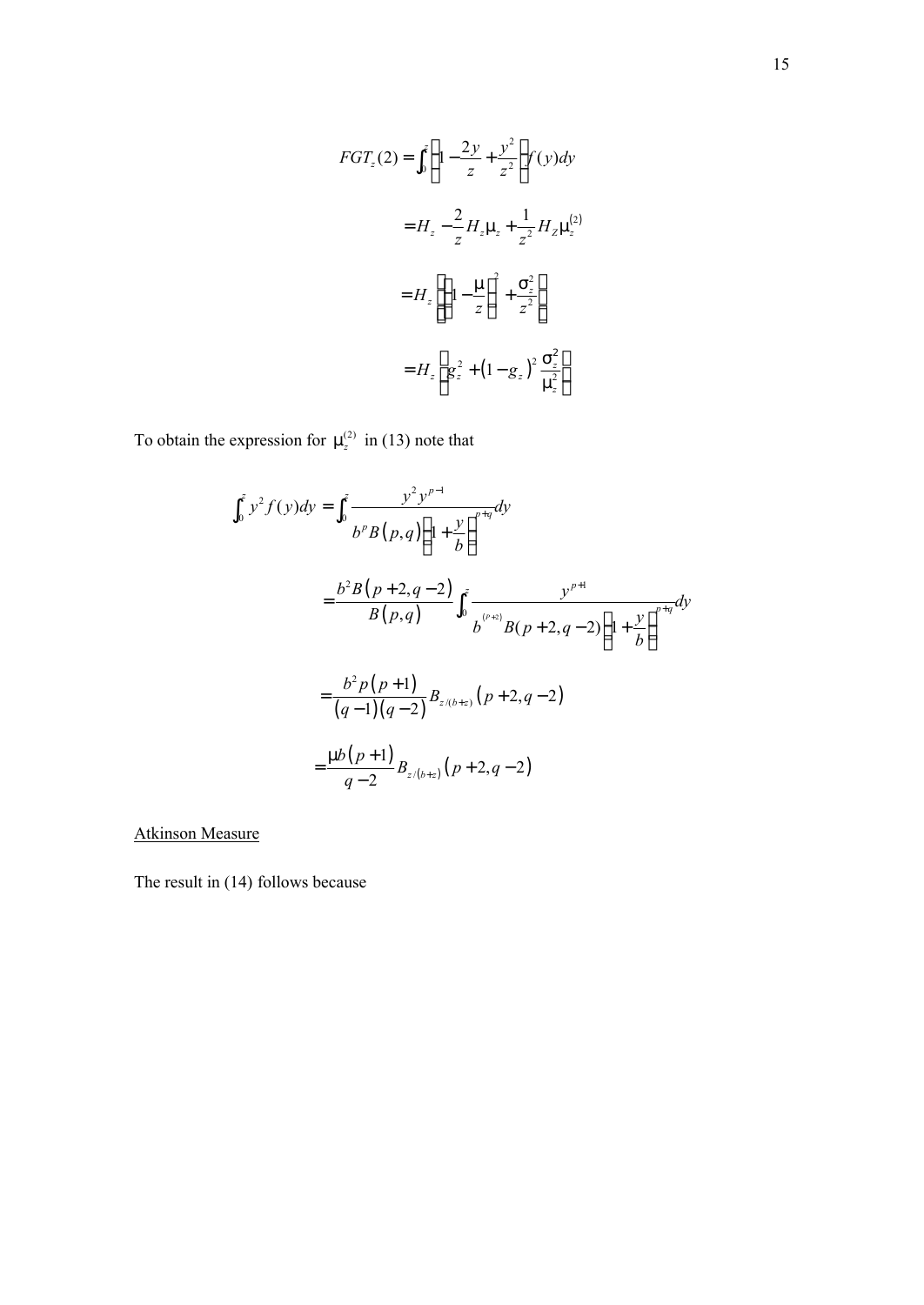$$
\begin{aligned}
FGT_z(2) &= \int_0^z \left(1 - \frac{2y}{z} + \frac{y^2}{z^2}\right) f(y)dy \\
&= H_z - \frac{2}{z} H_z \mu_z + \frac{1}{z^2} H_Z \mu_z^{(2)} \\
&= H_z \left[ \left(1 - \frac{\mu}{z}\right)^2 + \frac{\sigma_z^2}{z^2} \right] \\
&= H_z \left[ g_z^2 + \left(1 - g_z\right)^2 \frac{\sigma_z^2}{\mu_z^2} \right]
\end{aligned}
$$

To obtain the expression for $\mu_z^{(2)}$ in (13) note that

$$
\begin{aligned}
\int_0^z y^2 f(y)dy &= \int_0^z \frac{y^2 y^{p-1}}{b^p B\left(p,q\right)\left(1 + \frac{y}{b}\right)^{p+q}} dy \\
&= \frac{b^2 B\left(p+2, q-2\right)}{B\left(p,q\right)} \int_0^z \frac{y^{p+1}}{b^{(p+2)} B(p+2, q-2)\left(1 + \frac{y}{b}\right)^{p+q}} dy \\
&= \frac{b^2 p\left(p+1\right)}{\left(q-1\right)\left(q-2\right)} B_{z/(b+z)}\left(p+2, q-2\right) \\
&= \frac{\mu b\left(p+1\right)}{q-2} B_{z/(b+z)}\left(p+2, q-2\right)
\end{aligned}
$$

<u>Atkinson Measure</u>

The result in (14) follows because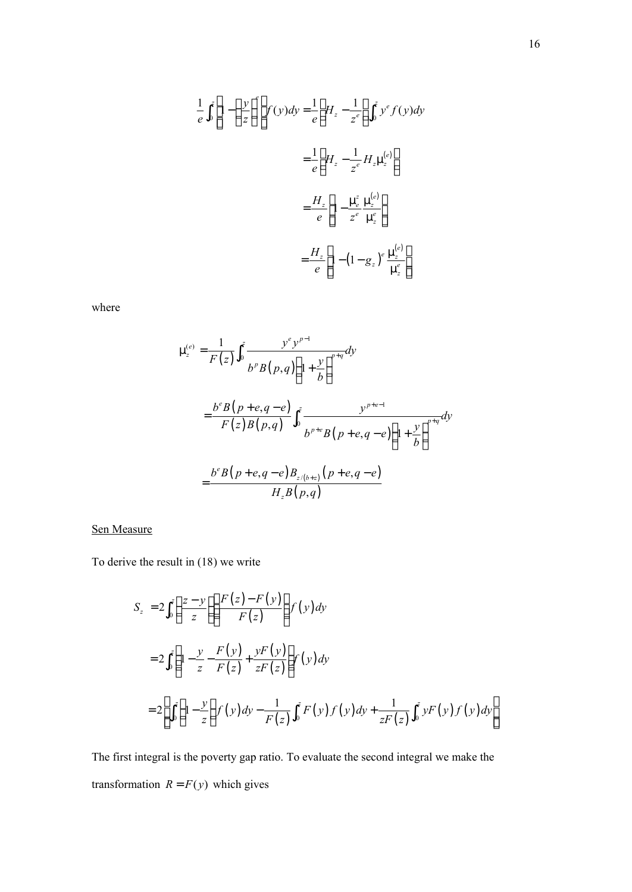$$\frac{1}{e}\int_0^z \left[1-\left(\frac{y}{z}\right)^e\right] f(y)dy = \frac{1}{e}\left[H_z - \frac{1}{z^e}\int_0^z y^e f(y)dy\right]$$

$$= \frac{1}{e}\left[H_z - \frac{1}{z^e} H_z \mu_z^{(e)}\right]$$

$$= \frac{H_z}{e}\left[1 - \frac{\mu_e^z}{z^e}\frac{\mu_z^{(e)}}{\mu_z^e}\right]$$

$$= \frac{H_z}{e}\left[1 - (1-g_z)^e \frac{\mu_z^{(e)}}{\mu_z^e}\right]$$

where

$$\mu_z^{(e)} = \frac{1}{F(z)}\int_0^z \frac{y^e y^{p-1}}{b^p B(p,q)\left(1+\frac{y}{b}\right)^{p+q}} dy$$

$$= \frac{b^e B(p+e,q-e)}{F(z)B(p,q)}\int_0^z \frac{y^{p+e-1}}{b^{p+e}B(p+e,q-e)\left(1+\frac{y}{b}\right)^{p+q}} dy$$

$$= \frac{b^e B(p+e,q-e) B_{z/(b+z)}(p+e,q-e)}{H_z B(p,q)}$$

Sen Measure

To derive the result in (18) we write

$$S_z = 2\int_0^z \left(\frac{z-y}{z}\right)\left(\frac{F(z)-F(y)}{F(z)}\right) f(y)dy$$

$$= 2\int_0^z \left(1-\frac{y}{z}-\frac{F(y)}{F(z)}+\frac{yF(y)}{zF(z)}\right) f(y)dy$$

$$= 2\left[\int_0^z \left(1-\frac{y}{z}\right) f(y)dy - \frac{1}{F(z)}\int_0^z F(y)f(y)dy + \frac{1}{zF(z)}\int_0^z yF(y)f(y)dy\right]$$

The first integral is the poverty gap ratio. To evaluate the second integral we make the transformation $R = F(y)$ which gives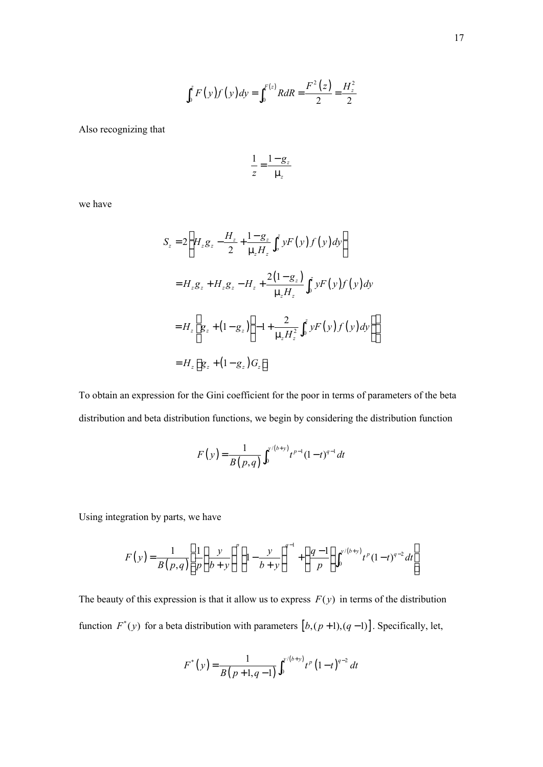$$\int_0^z F(y) f(y) dy = \int_0^{F(z)} R dR = \frac{F^2(z)}{2} = \frac{H_z^2}{2}$$

Also recognizing that

$$\frac{1}{z} = \frac{1 - g_z}{\mu_z}$$

we have

$$
\begin{aligned}
S_z &= 2\left[H_z g_z - \frac{H_z}{2} + \frac{1 - g_z}{\mu_z H_z}\int_0^z yF(y) f(y) dy\right] \\
&= H_z g_z + H_z g_z - H_z + \frac{2(1 - g_z)}{\mu_z H_z}\int_0^z yF(y) f(y) dy \\
&= H_z\left[g_z + (1 - g_z)\left(-1 + \frac{2}{\mu_z H_z^2}\int_0^z yF(y) f(y) dy\right)\right] \\
&= H_z\left[g_z + (1 - g_z) G_z\right]
\end{aligned}
$$

To obtain an expression for the Gini coefficient for the poor in terms of parameters of the beta distribution and beta distribution functions, we begin by considering the distribution function

$$F(y) = \frac{1}{B(p,q)}\int_0^{y/(b+y)} t^{p-1}(1-t)^{q-1} dt$$

Using integration by parts, we have

$$F(y) = \frac{1}{B(p,q)}\left[\frac{1}{p}\left(\frac{y}{b+y}\right)^p\left(1 - \frac{y}{b+y}\right)^{q-1} + \left(\frac{q-1}{p}\right)\int_0^{y/(b+y)} t^p (1-t)^{q-2} dt\right]$$

The beauty of this expression is that it allow us to express $F(y)$ in terms of the distribution function $F^*(y)$ for a beta distribution with parameters $[b,(p+1),(q-1)]$. Specifically, let,

$$F^*(y) = \frac{1}{B(p+1,q-1)}\int_0^{y/(b+y)} t^p (1-t)^{q-2} dt$$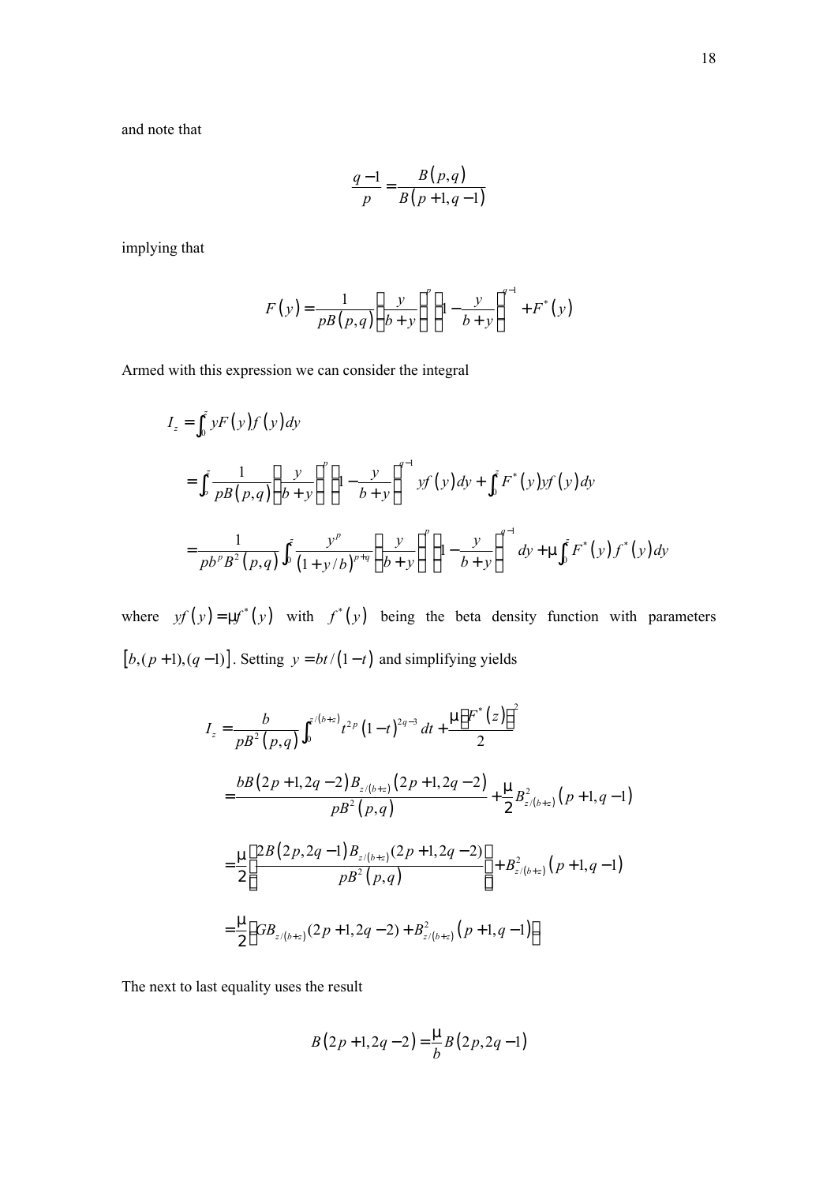and note that

$$\frac{q-1}{p} = \frac{B(p,q)}{B(p+1,q-1)}$$

implying that

$$F(y) = \frac{1}{pB(p,q)}\left(\frac{y}{b+y}\right)^{p}\left(1-\frac{y}{b+y}\right)^{q-1} + F^{*}(y)$$

Armed with this expression we can consider the integral

$$\begin{aligned}
I_z &= \int_0^z yF(y)f(y)dy \\
&= \int_0^z \frac{1}{pB(p,q)}\left(\frac{y}{b+y}\right)^{p}\left(1-\frac{y}{b+y}\right)^{q-1} yf(y)dy + \int_0^z F^{*}(y)yf(y)dy \\
&= \frac{1}{pb^{p}B^{2}(p,q)}\int_0^z \frac{y^{p}}{(1+y/b)^{p+q}}\left(\frac{y}{b+y}\right)^{p}\left(1-\frac{y}{b+y}\right)^{q-1} dy + \mu\int_0^z F^{*}(y)f^{*}(y)dy
\end{aligned}$$

where $yf(y) = \mu f^{*}(y)$ with $f^{*}(y)$ being the beta density function with parameters $[b,(p+1),(q-1)]$. Setting $y = bt/(1-t)$ and simplifying yields

$$\begin{aligned}
I_z &= \frac{b}{pB^{2}(p,q)}\int_0^{z/(b+z)} t^{2p}(1-t)^{2q-3}dt + \frac{\mu\left[F^{*}(z)\right]^{2}}{2} \\
&= \frac{bB(2p+1,2q-2)B_{z/(b+z)}(2p+1,2q-2)}{pB^{2}(p,q)} + \frac{\mu}{2}B^{2}_{z/(b+z)}(p+1,q-1) \\
&= \frac{\mu}{2}\left[\frac{2B(2p,2q-1)B_{z/(b+z)}(2p+1,2q-2)}{pB^{2}(p,q)}\right] + B^{2}_{z/(b+z)}(p+1,q-1) \\
&= \frac{\mu}{2}\left[GB_{z/(b+z)}(2p+1,2q-2) + B^{2}_{z/(b+z)}(p+1,q-1)\right]
\end{aligned}$$

The next to last equality uses the result

$$B(2p+1,2q-2) = \frac{\mu}{b}B(2p,2q-1)$$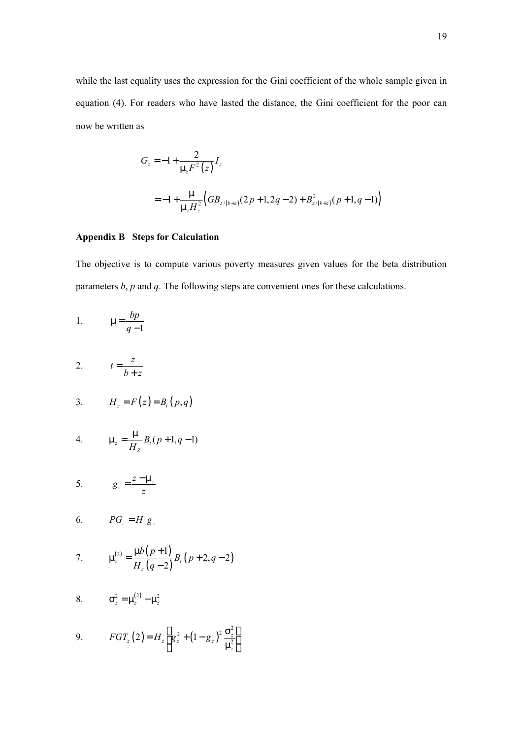while the last equality uses the expression for the Gini coefficient of the whole sample given in equation (4). For readers who have lasted the distance, the Gini coefficient for the poor can now be written as

$$G_z = -1 + \frac{2}{\mu_z F^2(z)} I_z$$

$$= -1 + \frac{\mu}{\mu_z H_z^2}\left(GB_{z/(b+z)}(2p+1, 2q-2) + B^2_{z/(b+z)}(p+1, q-1)\right)$$

**Appendix B Steps for Calculation**

The objective is to compute various poverty measures given values for the beta distribution parameters *b*, *p* and *q*. The following steps are convenient ones for these calculations.

1. $\mu = \dfrac{bp}{q-1}$

2. $t = \dfrac{z}{b+z}$

3. $H_z = F(z) = B_t(p, q)$

4. $\mu_z = \dfrac{\mu}{H_Z} B_t(p+1, q-1)$

5. $g_z = \dfrac{z - \mu_z}{z}$

6. $PG_z = H_z g_z$

7. $\mu_z^{(2)} = \dfrac{\mu b(p+1)}{H_z(q-2)} B_t(p+2, q-2)$

8. $\sigma_z^2 = \mu_z^{(2)} - \mu_z^2$

9. $FGT_z(2) = H_z\left[g_z^2 + (1-g_z)^2 \dfrac{\sigma_z^2}{\mu_z^2}\right]$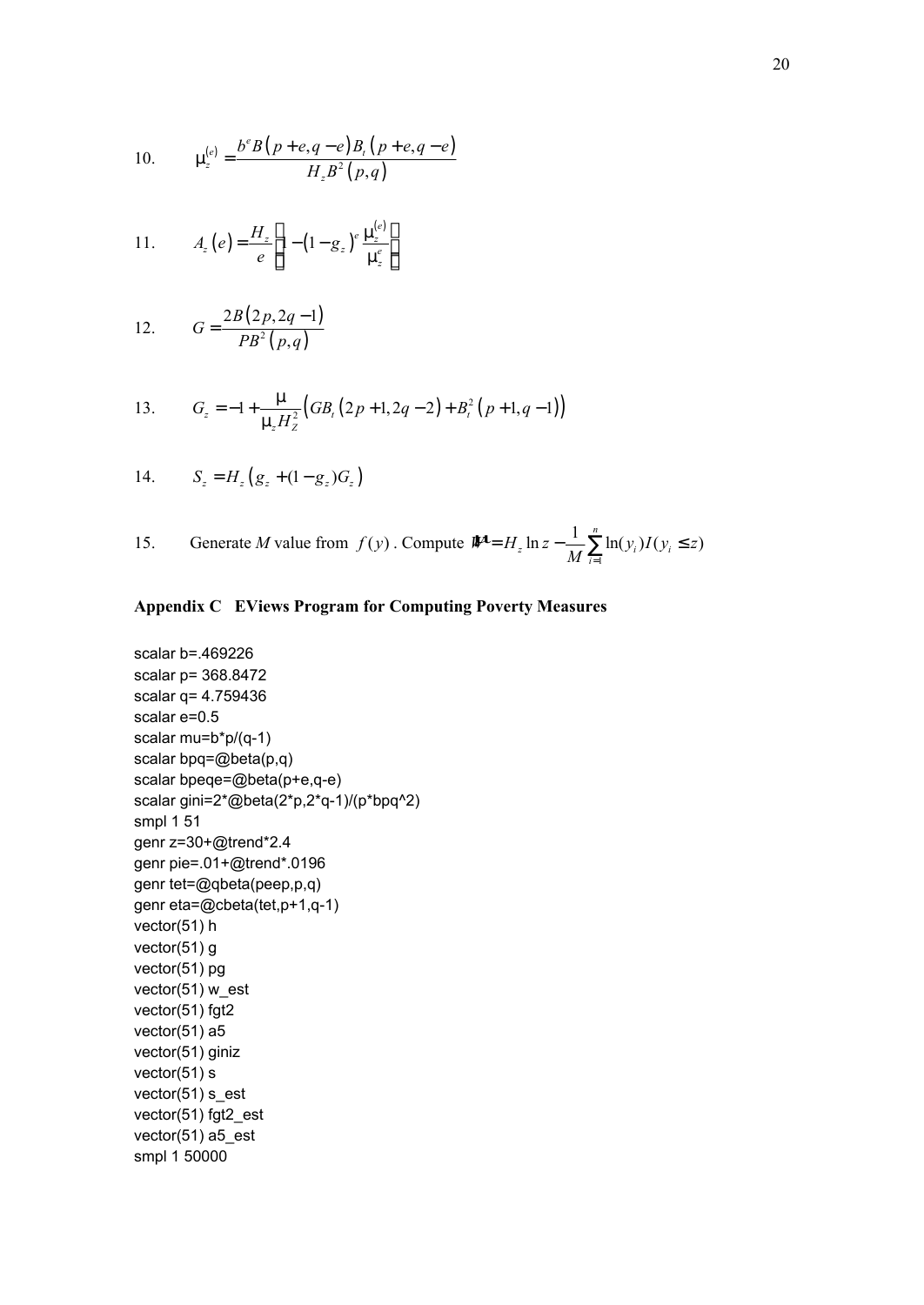10. $$\mu_z^{(e)} = \frac{b^e B(p+e, q-e) B_t(p+e, q-e)}{H_z B^2(p,q)}$$

11. $$A_z(e) = \frac{H_z}{e}\left[1-(1-g_z)^e \frac{\mu_z^{(e)}}{\mu_z^e}\right]$$

12. $$G = \frac{2B(2p, 2q-1)}{PB^2(p,q)}$$

13. $$G_z = -1 + \frac{\mu}{\mu_z H_Z^2}\left(GB_t(2p+1, 2q-2) + B_t^2(p+1, q-1)\right)$$

14. $$S_z = H_z\left(g_z + (1-g_z)G_z\right)$$

15. Generate $M$ value from $f(y)$. Compute $W = H_z \ln z - \frac{1}{M}\sum_{i=1}^{n} \ln(y_i) I(y_i \leq z)$

## Appendix C EViews Program for Computing Poverty Measures

```
scalar b=.469226
scalar p= 368.8472
scalar q= 4.759436
scalar e=0.5
scalar mu=b*p/(q-1)
scalar bpq=@beta(p,q)
scalar bpeqe=@beta(p+e,q-e)
scalar gini=2*@beta(2*p,2*q-1)/(p*bpq^2)
smpl 1 51
genr z=30+@trend*2.4
genr pie=.01+@trend*.0196
genr tet=@qbeta(peep,p,q)
genr eta=@cbeta(tet,p+1,q-1)
vector(51) h
vector(51) g
vector(51) pg
vector(51) w_est
vector(51) fgt2
vector(51) a5
vector(51) giniz
vector(51) s
vector(51) s_est
vector(51) fgt2_est
vector(51) a5_est
smpl 1 50000
```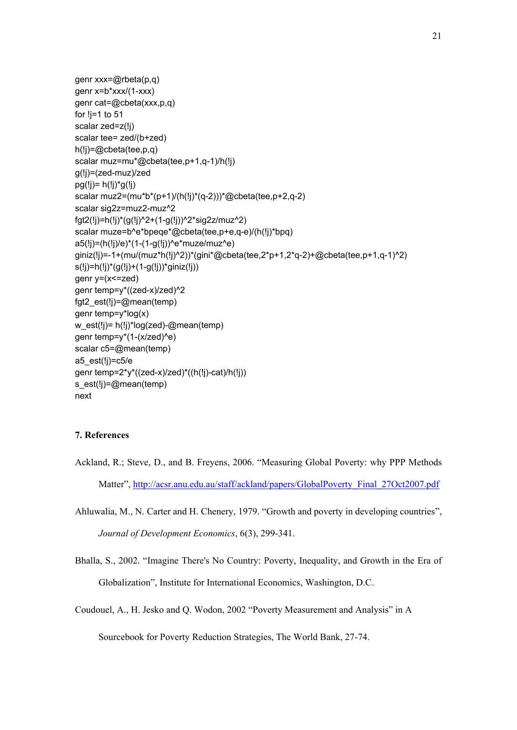```
genr xxx=@rbeta(p,q)
genr x=b*xxx/(1-xxx)
genr cat=@cbeta(xxx,p,q)
for !j=1 to 51
scalar zed=z(!j)
scalar tee= zed/(b+zed)
h(!j)=@cbeta(tee,p,q)
scalar muz=mu*@cbeta(tee,p+1,q-1)/h(!j)
g(!j)=(zed-muz)/zed
pg(!j)= h(!j)*g(!j)
scalar muz2=(mu*b*(p+1)/(h(!j)*(q-2)))*@cbeta(tee,p+2,q-2)
scalar sig2z=muz2-muz^2
fgt2(!j)=h(!j)*(g(!j)^2+(1-g(!j))^2*sig2z/muz^2)
scalar muze=b^e*bpeqe*@cbeta(tee,p+e,q-e)/(h(!j)*bpq)
a5(!j)=(h(!j)/e)*(1-(1-g(!j))^e*muze/muz^e)
giniz(!j)=-1+(mu/(muz*h(!j)^2))*(gini*@cbeta(tee,2*p+1,2*q-2)+@cbeta(tee,p+1,q-1)^2)
s(!j)=h(!j)*(g(!j)+(1-g(!j))*giniz(!j))
genr y=(x<=zed)
genr temp=y*((zed-x)/zed)^2
fgt2_est(!j)=@mean(temp)
genr temp=y*log(x)
w_est(!j)= h(!j)*log(zed)-@mean(temp)
genr temp=y*(1-(x/zed)^e)
scalar c5=@mean(temp)
a5_est(!j)=c5/e
genr temp=2*y*((zed-x)/zed)*((h(!j)-cat)/h(!j))
s_est(!j)=@mean(temp)
next
```

## 7. References

Ackland, R.; Steve, D., and B. Freyens, 2006. "Measuring Global Poverty: why PPP Methods Matter", http://acsr.anu.edu.au/staff/ackland/papers/GlobalPoverty_Final_27Oct2007.pdf

Ahluwalia, M., N. Carter and H. Chenery, 1979. "Growth and poverty in developing countries", *Journal of Development Economics*, 6(3), 299-341.

Bhalla, S., 2002. "Imagine There's No Country: Poverty, Inequality, and Growth in the Era of Globalization", Institute for International Economics, Washington, D.C.

Coudouel, A., H. Jesko and Q. Wodon, 2002 "Poverty Measurement and Analysis" in A Sourcebook for Poverty Reduction Strategies, The World Bank, 27-74.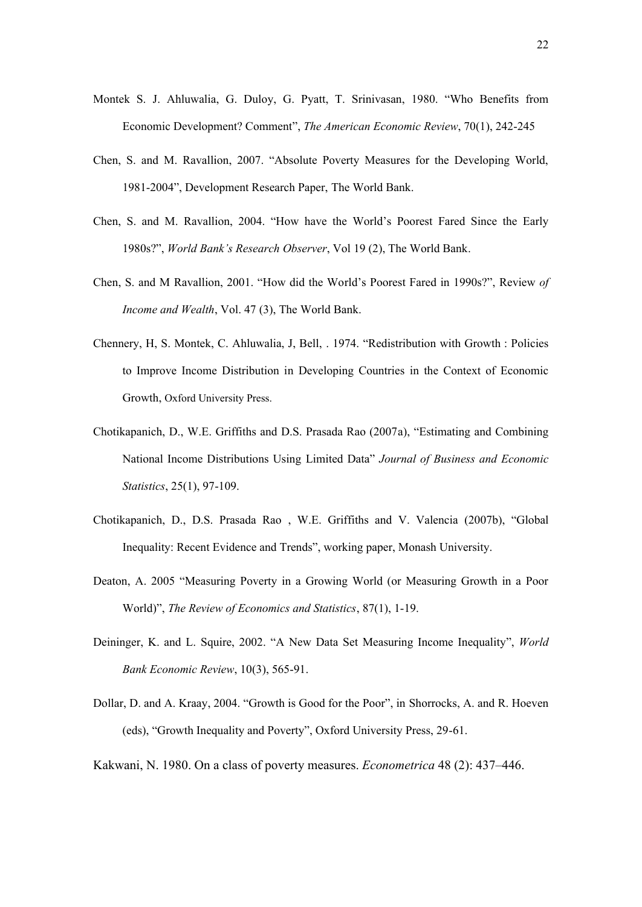Montek S. J. Ahluwalia, G. Duloy, G. Pyatt, T. Srinivasan, 1980. “Who Benefits from Economic Development? Comment”, *The American Economic Review*, 70(1), 242-245

Chen, S. and M. Ravallion, 2007. “Absolute Poverty Measures for the Developing World, 1981-2004”, Development Research Paper, The World Bank.

Chen, S. and M. Ravallion, 2004. “How have the World’s Poorest Fared Since the Early 1980s?”, *World Bank’s Research Observer*, Vol 19 (2), The World Bank.

Chen, S. and M Ravallion, 2001. “How did the World’s Poorest Fared in 1990s?”, Review *of Income and Wealth*, Vol. 47 (3), The World Bank.

Chennery, H, S. Montek, C. Ahluwalia, J, Bell, . 1974. “Redistribution with Growth : Policies to Improve Income Distribution in Developing Countries in the Context of Economic Growth, Oxford University Press.

Chotikapanich, D., W.E. Griffiths and D.S. Prasada Rao (2007a), “Estimating and Combining National Income Distributions Using Limited Data” *Journal of Business and Economic Statistics*, 25(1), 97-109.

Chotikapanich, D., D.S. Prasada Rao , W.E. Griffiths and V. Valencia (2007b), “Global Inequality: Recent Evidence and Trends”, working paper, Monash University.

Deaton, A. 2005 “Measuring Poverty in a Growing World (or Measuring Growth in a Poor World)”, *The Review of Economics and Statistics*, 87(1), 1-19.

Deininger, K. and L. Squire, 2002. “A New Data Set Measuring Income Inequality”, *World Bank Economic Review*, 10(3), 565-91.

Dollar, D. and A. Kraay, 2004. “Growth is Good for the Poor”, in Shorrocks, A. and R. Hoeven (eds), “Growth Inequality and Poverty”, Oxford University Press, 29-61.

Kakwani, N. 1980. On a class of poverty measures. *Econometrica* 48 (2): 437–446.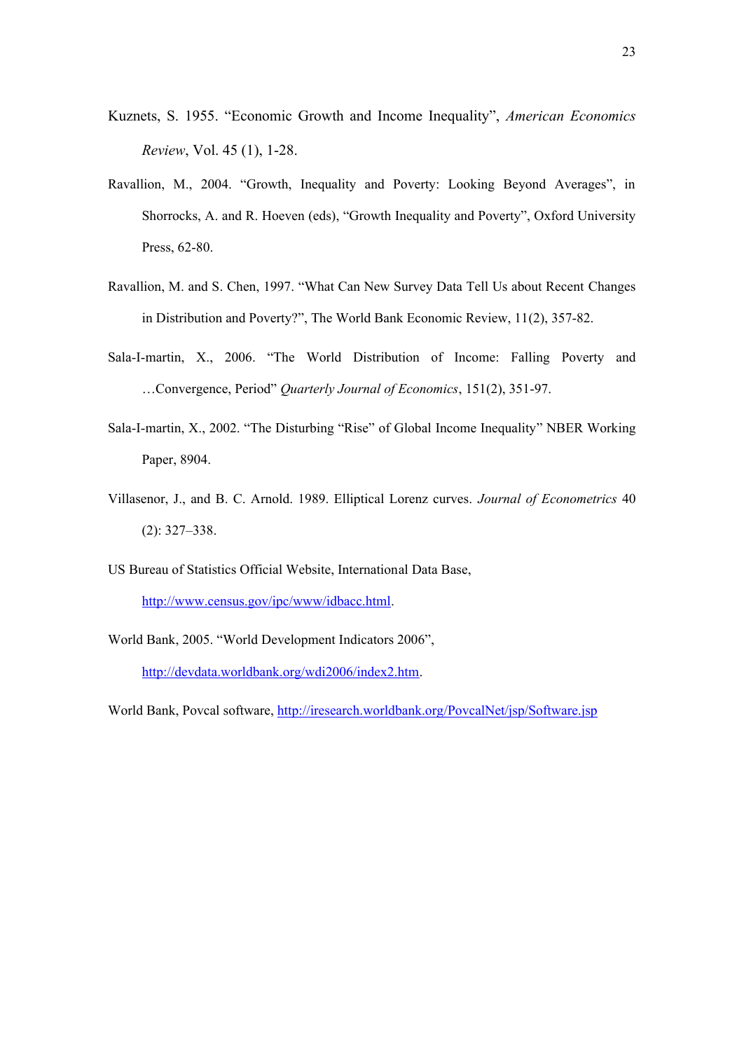Kuznets, S. 1955. "Economic Growth and Income Inequality", *American Economics Review*, Vol. 45 (1), 1-28.

Ravallion, M., 2004. "Growth, Inequality and Poverty: Looking Beyond Averages", in Shorrocks, A. and R. Hoeven (eds), "Growth Inequality and Poverty", Oxford University Press, 62-80.

Ravallion, M. and S. Chen, 1997. "What Can New Survey Data Tell Us about Recent Changes in Distribution and Poverty?", The World Bank Economic Review, 11(2), 357-82.

Sala-I-martin, X., 2006. "The World Distribution of Income: Falling Poverty and …Convergence, Period" *Quarterly Journal of Economics*, 151(2), 351-97.

Sala-I-martin, X., 2002. "The Disturbing "Rise" of Global Income Inequality" NBER Working Paper, 8904.

Villasenor, J., and B. C. Arnold. 1989. Elliptical Lorenz curves. *Journal of Econometrics* 40 (2): 327–338.

US Bureau of Statistics Official Website, International Data Base, http://www.census.gov/ipc/www/idbacc.html.

World Bank, 2005. "World Development Indicators 2006", http://devdata.worldbank.org/wdi2006/index2.htm.

World Bank, Povcal software, http://iresearch.worldbank.org/PovcalNet/jsp/Software.jsp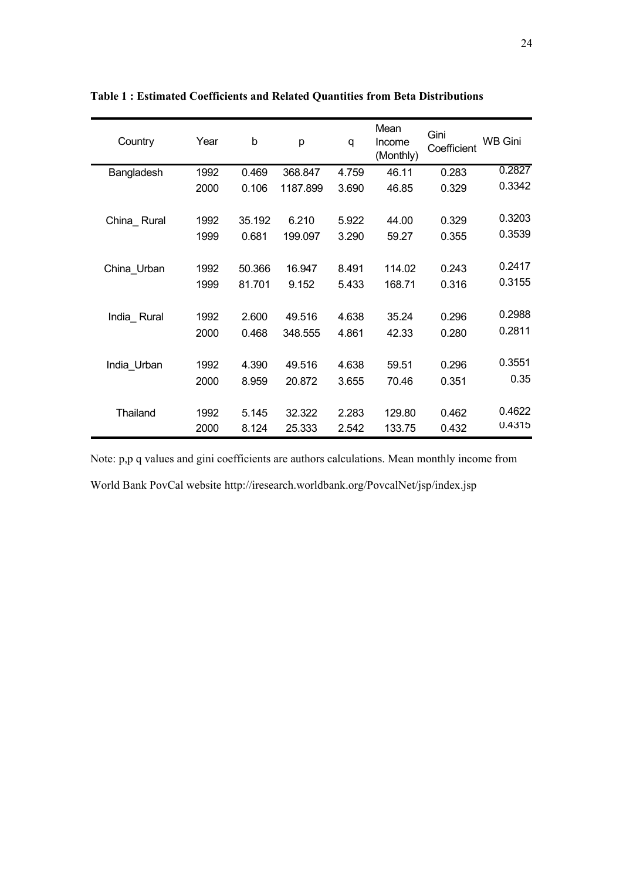**Table 1 : Estimated Coefficients and Related Quantities from Beta Distributions**

| Country | Year | b | p | q | Mean Income (Monthly) | Gini Coefficient | WB Gini |
|---|---|---|---|---|---|---|---|
| Bangladesh | 1992 | 0.469 | 368.847 | 4.759 | 46.11 | 0.283 | 0.2827 |
| | 2000 | 0.106 | 1187.899 | 3.690 | 46.85 | 0.329 | 0.3342 |
| China_ Rural | 1992 | 35.192 | 6.210 | 5.922 | 44.00 | 0.329 | 0.3203 |
| | 1999 | 0.681 | 199.097 | 3.290 | 59.27 | 0.355 | 0.3539 |
| China_Urban | 1992 | 50.366 | 16.947 | 8.491 | 114.02 | 0.243 | 0.2417 |
| | 1999 | 81.701 | 9.152 | 5.433 | 168.71 | 0.316 | 0.3155 |
| India_ Rural | 1992 | 2.600 | 49.516 | 4.638 | 35.24 | 0.296 | 0.2988 |
| | 2000 | 0.468 | 348.555 | 4.861 | 42.33 | 0.280 | 0.2811 |
| India_Urban | 1992 | 4.390 | 49.516 | 4.638 | 59.51 | 0.296 | 0.3551 |
| | 2000 | 8.959 | 20.872 | 3.655 | 70.46 | 0.351 | 0.35 |
| Thailand | 1992 | 5.145 | 32.322 | 2.283 | 129.80 | 0.462 | 0.4622 |
| | 2000 | 8.124 | 25.333 | 2.542 | 133.75 | 0.432 | 0.4315 |

Note: p,p q values and gini coefficients are authors calculations. Mean monthly income from World Bank PovCal website http://iresearch.worldbank.org/PovcalNet/jsp/index.jsp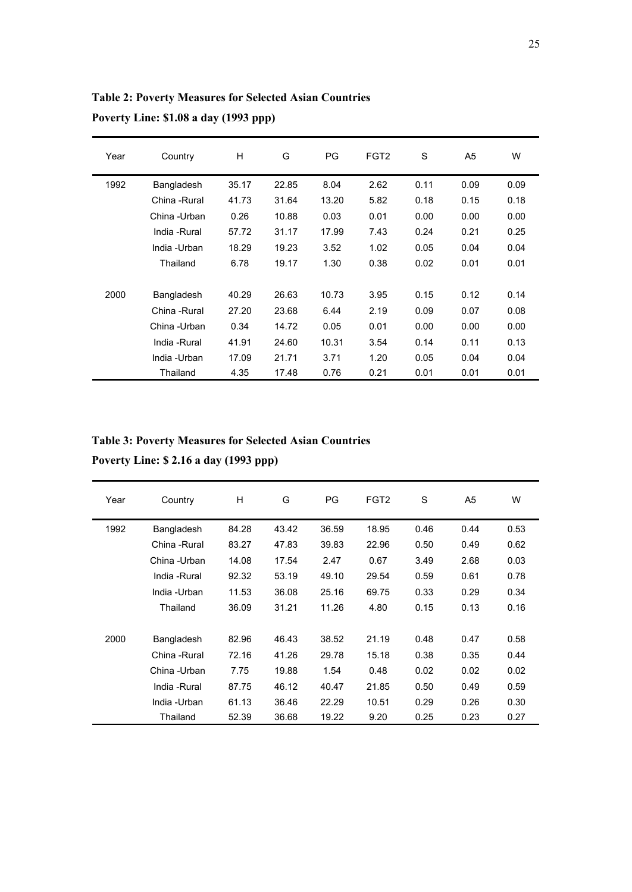**Table 2: Poverty Measures for Selected Asian Countries**

**Poverty Line: $1.08 a day (1993 ppp)**

| Year | Country | H | G | PG | FGT2 | S | A5 | W |
|---|---|---|---|---|---|---|---|---|
| 1992 | Bangladesh | 35.17 | 22.85 | 8.04 | 2.62 | 0.11 | 0.09 | 0.09 |
| | China -Rural | 41.73 | 31.64 | 13.20 | 5.82 | 0.18 | 0.15 | 0.18 |
| | China -Urban | 0.26 | 10.88 | 0.03 | 0.01 | 0.00 | 0.00 | 0.00 |
| | India -Rural | 57.72 | 31.17 | 17.99 | 7.43 | 0.24 | 0.21 | 0.25 |
| | India -Urban | 18.29 | 19.23 | 3.52 | 1.02 | 0.05 | 0.04 | 0.04 |
| | Thailand | 6.78 | 19.17 | 1.30 | 0.38 | 0.02 | 0.01 | 0.01 |
| 2000 | Bangladesh | 40.29 | 26.63 | 10.73 | 3.95 | 0.15 | 0.12 | 0.14 |
| | China -Rural | 27.20 | 23.68 | 6.44 | 2.19 | 0.09 | 0.07 | 0.08 |
| | China -Urban | 0.34 | 14.72 | 0.05 | 0.01 | 0.00 | 0.00 | 0.00 |
| | India -Rural | 41.91 | 24.60 | 10.31 | 3.54 | 0.14 | 0.11 | 0.13 |
| | India -Urban | 17.09 | 21.71 | 3.71 | 1.20 | 0.05 | 0.04 | 0.04 |
| | Thailand | 4.35 | 17.48 | 0.76 | 0.21 | 0.01 | 0.01 | 0.01 |

**Table 3: Poverty Measures for Selected Asian Countries**

**Poverty Line: $ 2.16 a day (1993 ppp)**

| Year | Country | H | G | PG | FGT2 | S | A5 | W |
|---|---|---|---|---|---|---|---|---|
| 1992 | Bangladesh | 84.28 | 43.42 | 36.59 | 18.95 | 0.46 | 0.44 | 0.53 |
| | China -Rural | 83.27 | 47.83 | 39.83 | 22.96 | 0.50 | 0.49 | 0.62 |
| | China -Urban | 14.08 | 17.54 | 2.47 | 0.67 | 3.49 | 2.68 | 0.03 |
| | India -Rural | 92.32 | 53.19 | 49.10 | 29.54 | 0.59 | 0.61 | 0.78 |
| | India -Urban | 11.53 | 36.08 | 25.16 | 69.75 | 0.33 | 0.29 | 0.34 |
| | Thailand | 36.09 | 31.21 | 11.26 | 4.80 | 0.15 | 0.13 | 0.16 |
| 2000 | Bangladesh | 82.96 | 46.43 | 38.52 | 21.19 | 0.48 | 0.47 | 0.58 |
| | China -Rural | 72.16 | 41.26 | 29.78 | 15.18 | 0.38 | 0.35 | 0.44 |
| | China -Urban | 7.75 | 19.88 | 1.54 | 0.48 | 0.02 | 0.02 | 0.02 |
| | India -Rural | 87.75 | 46.12 | 40.47 | 21.85 | 0.50 | 0.49 | 0.59 |
| | India -Urban | 61.13 | 36.46 | 22.29 | 10.51 | 0.29 | 0.26 | 0.30 |
| | Thailand | 52.39 | 36.68 | 19.22 | 9.20 | 0.25 | 0.23 | 0.27 |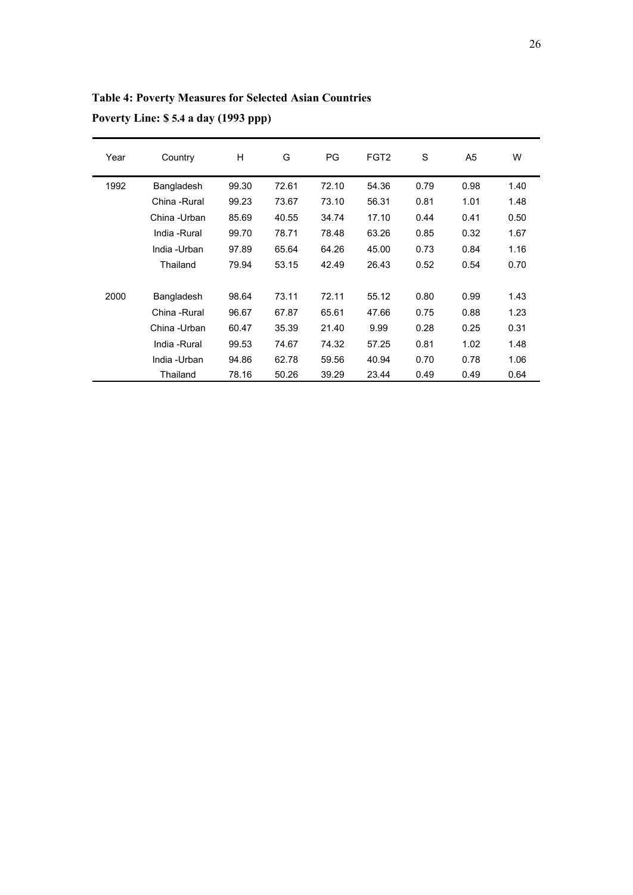**Table 4: Poverty Measures for Selected Asian Countries**

**Poverty Line: $ 5.4 a day (1993 ppp)**

| Year | Country | H | G | PG | FGT2 | S | A5 | W |
|---|---|---|---|---|---|---|---|---|
| 1992 | Bangladesh | 99.30 | 72.61 | 72.10 | 54.36 | 0.79 | 0.98 | 1.40 |
| | China -Rural | 99.23 | 73.67 | 73.10 | 56.31 | 0.81 | 1.01 | 1.48 |
| | China -Urban | 85.69 | 40.55 | 34.74 | 17.10 | 0.44 | 0.41 | 0.50 |
| | India -Rural | 99.70 | 78.71 | 78.48 | 63.26 | 0.85 | 0.32 | 1.67 |
| | India -Urban | 97.89 | 65.64 | 64.26 | 45.00 | 0.73 | 0.84 | 1.16 |
| | Thailand | 79.94 | 53.15 | 42.49 | 26.43 | 0.52 | 0.54 | 0.70 |
| 2000 | Bangladesh | 98.64 | 73.11 | 72.11 | 55.12 | 0.80 | 0.99 | 1.43 |
| | China -Rural | 96.67 | 67.87 | 65.61 | 47.66 | 0.75 | 0.88 | 1.23 |
| | China -Urban | 60.47 | 35.39 | 21.40 | 9.99 | 0.28 | 0.25 | 0.31 |
| | India -Rural | 99.53 | 74.67 | 74.32 | 57.25 | 0.81 | 1.02 | 1.48 |
| | India -Urban | 94.86 | 62.78 | 59.56 | 40.94 | 0.70 | 0.78 | 1.06 |
| | Thailand | 78.16 | 50.26 | 39.29 | 23.44 | 0.49 | 0.49 | 0.64 |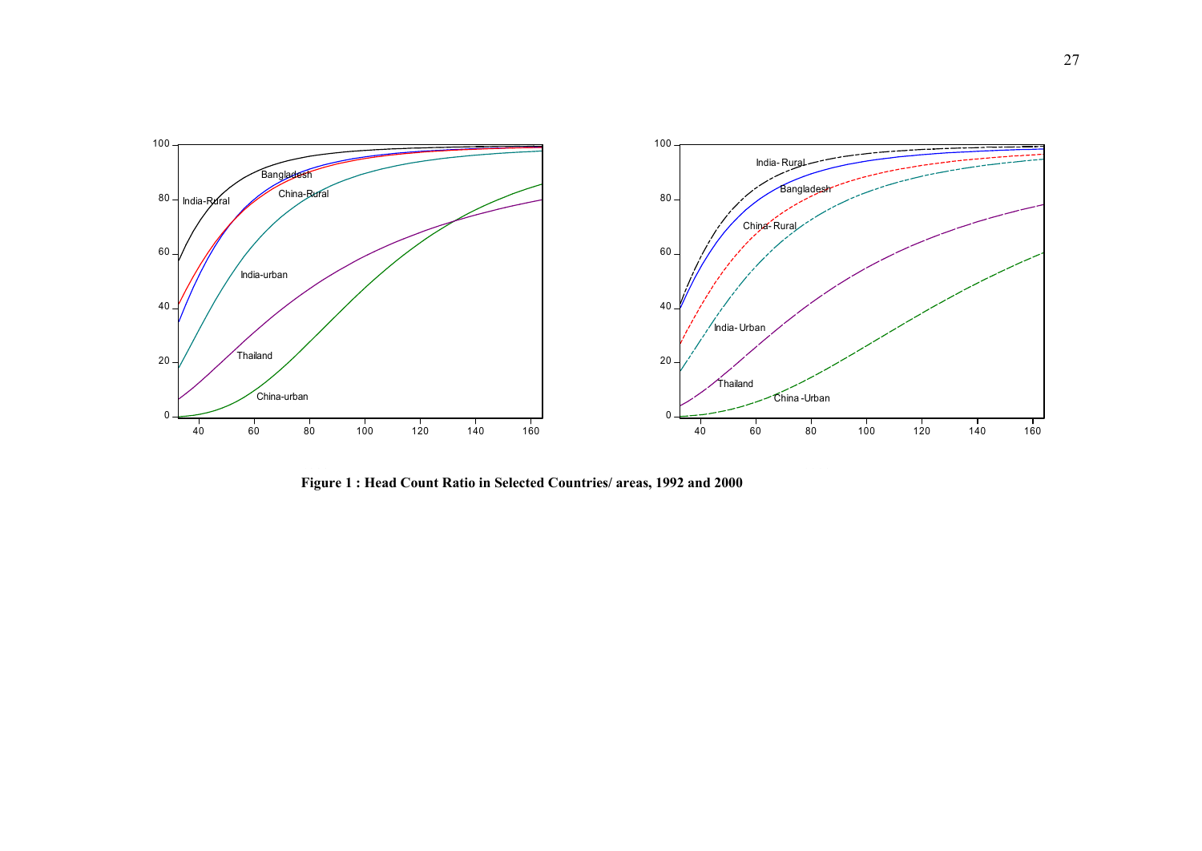**Figure 1 : Head Count Ratio in Selected Countries/ areas, 1992 and 2000**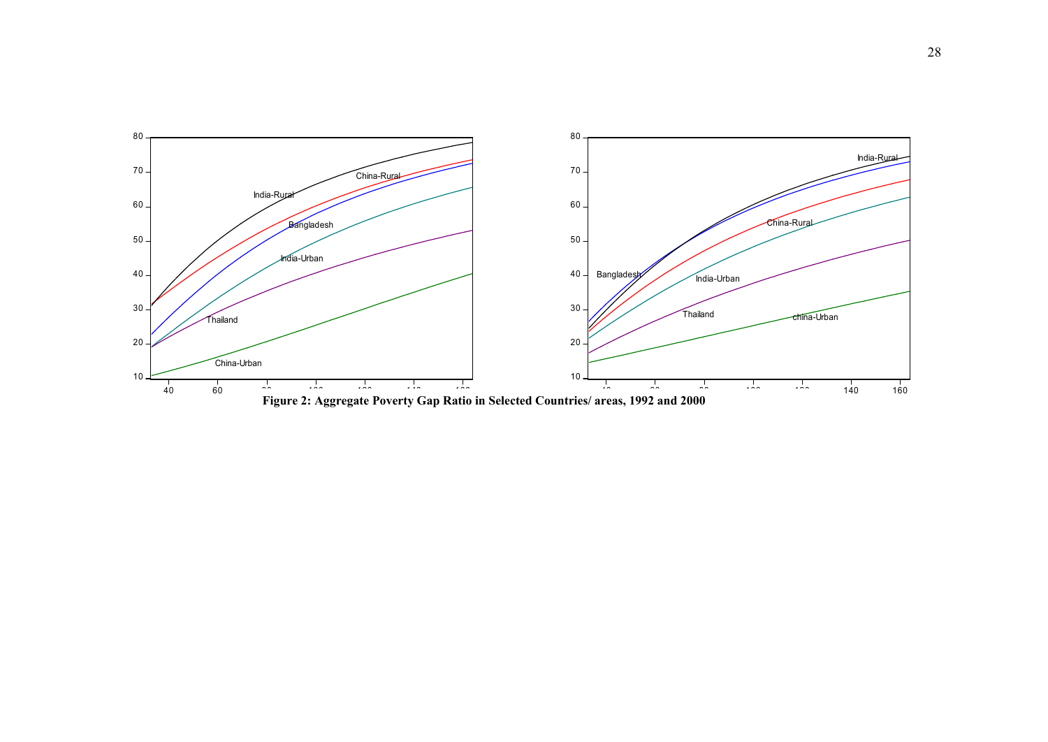Figure 2: Aggregate Poverty Gap Ratio in Selected Countries/ areas, 1992 and 2000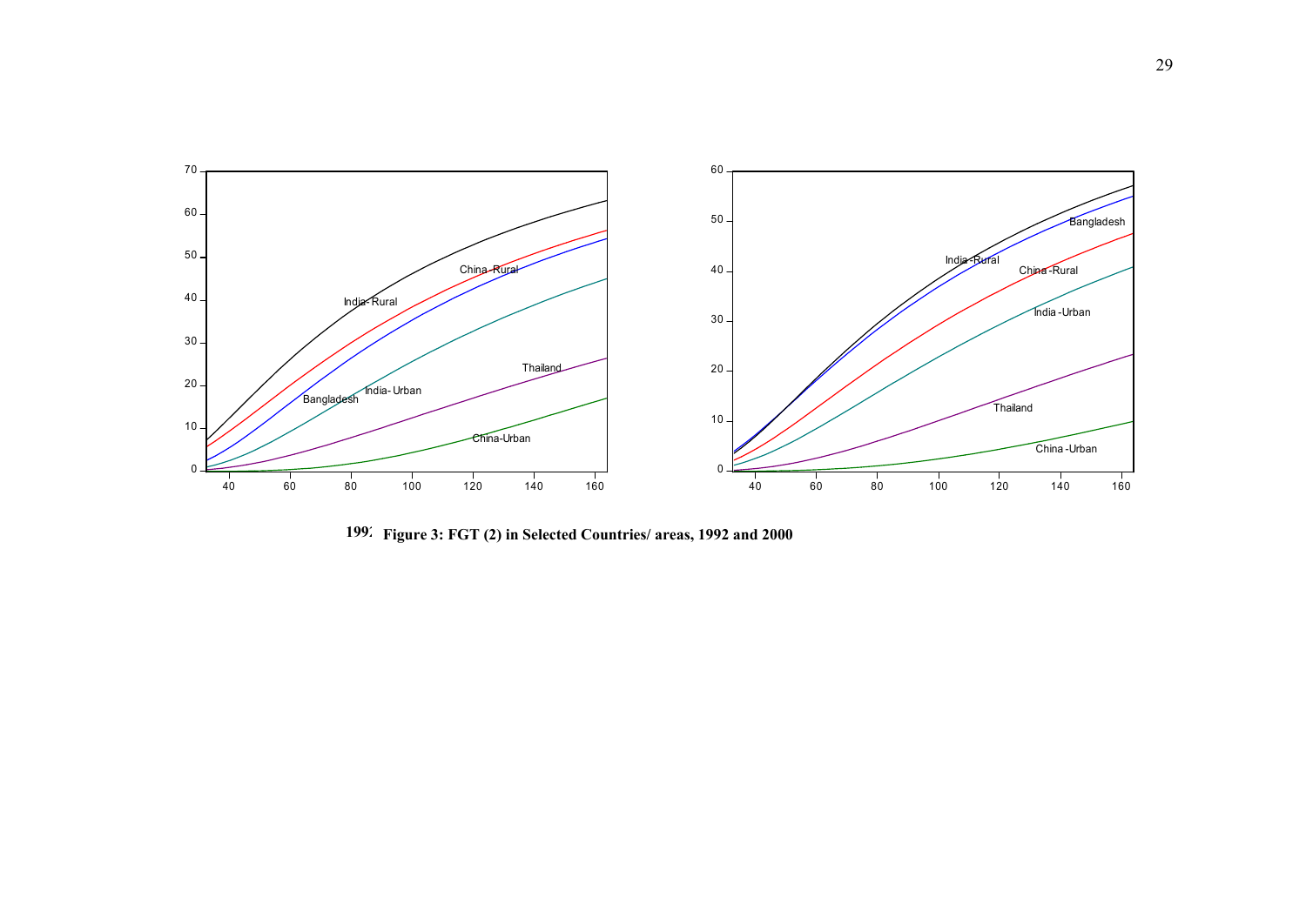**Figure 3: FGT (2) in Selected Countries/ areas, 1992 and 2000**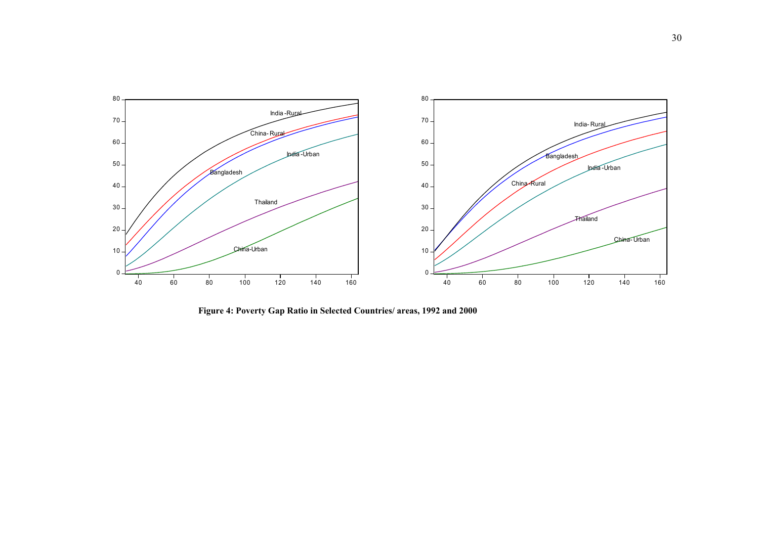**Figure 4: Poverty Gap Ratio in Selected Countries/ areas, 1992 and 2000**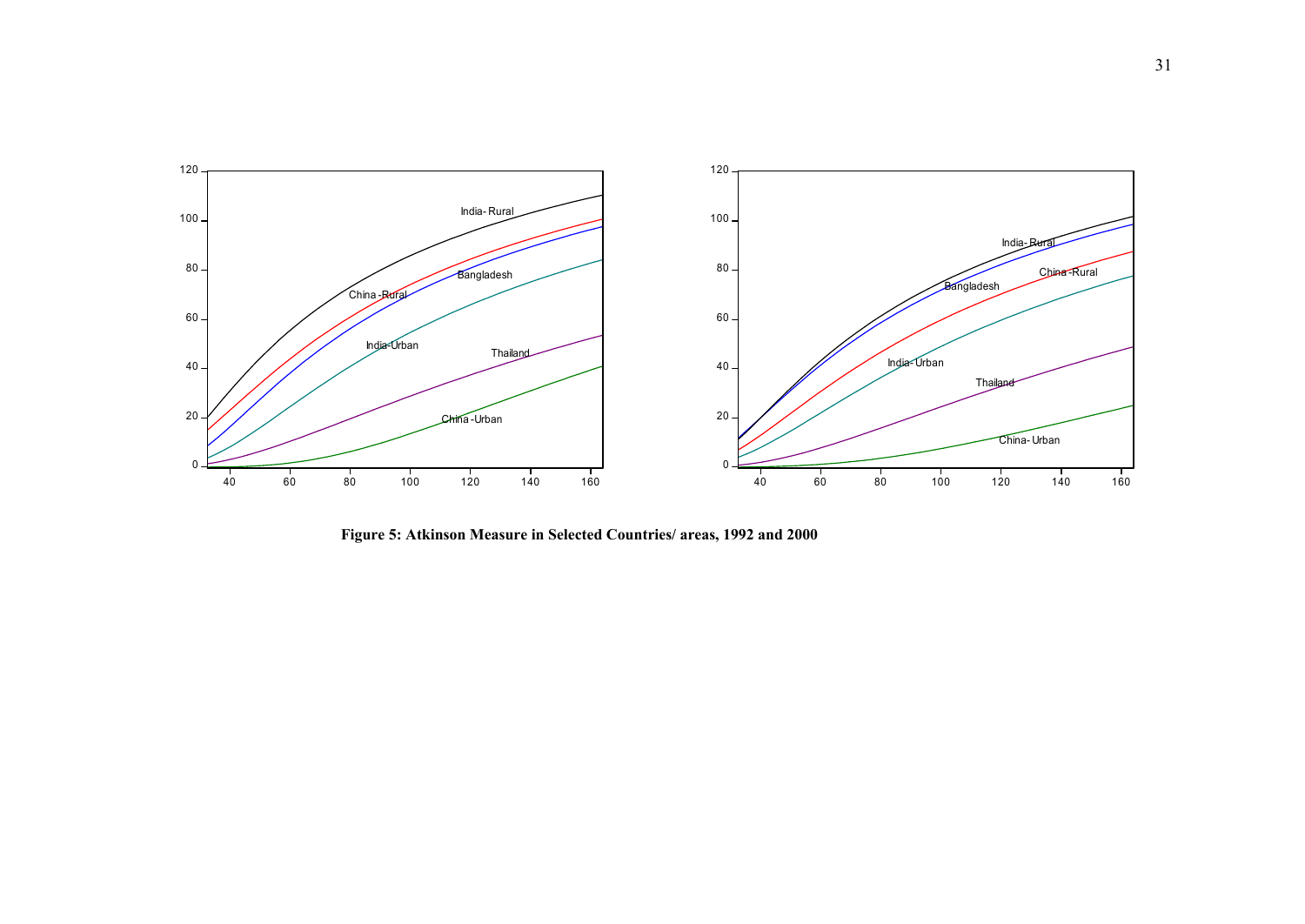**Figure 5: Atkinson Measure in Selected Countries/ areas, 1992 and 2000**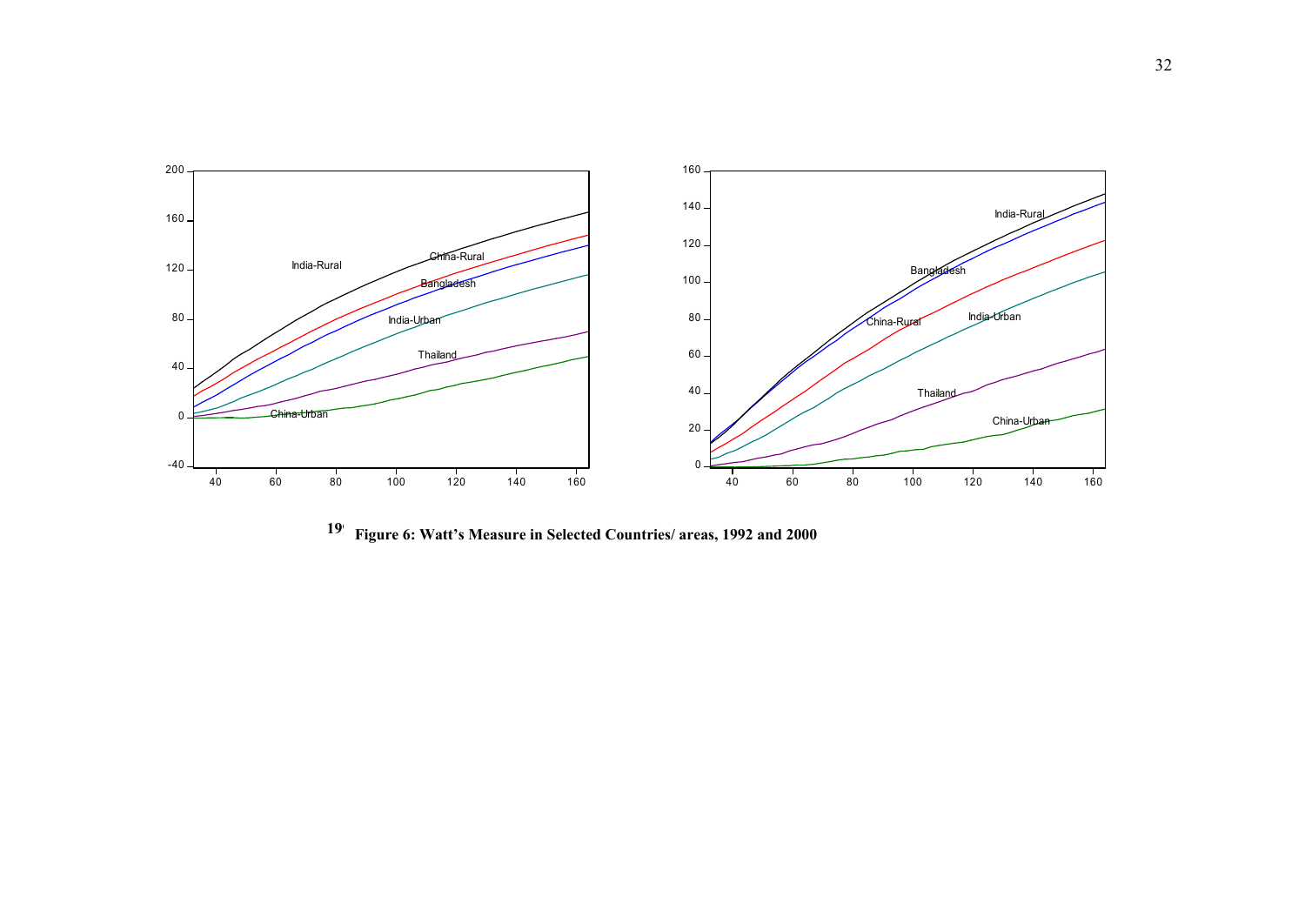Figure 6: Watt's Measure in Selected Countries/ areas, 1992 and 2000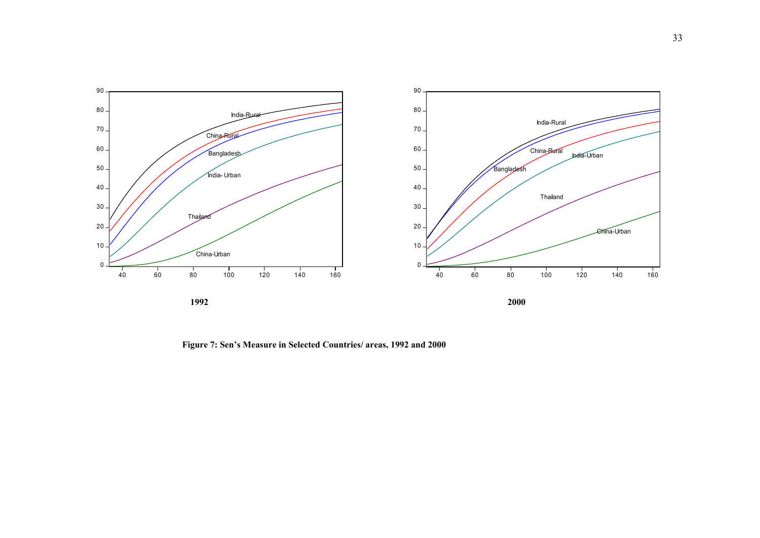**Figure 7: Sen's Measure in Selected Countries/ areas, 1992 and 2000**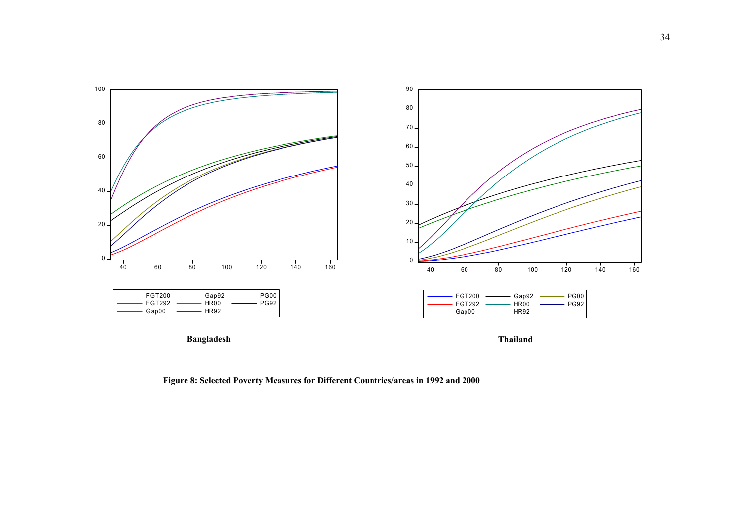Bangladesh

Thailand

**Figure 8: Selected Poverty Measures for Different Countries/areas in 1992 and 2000**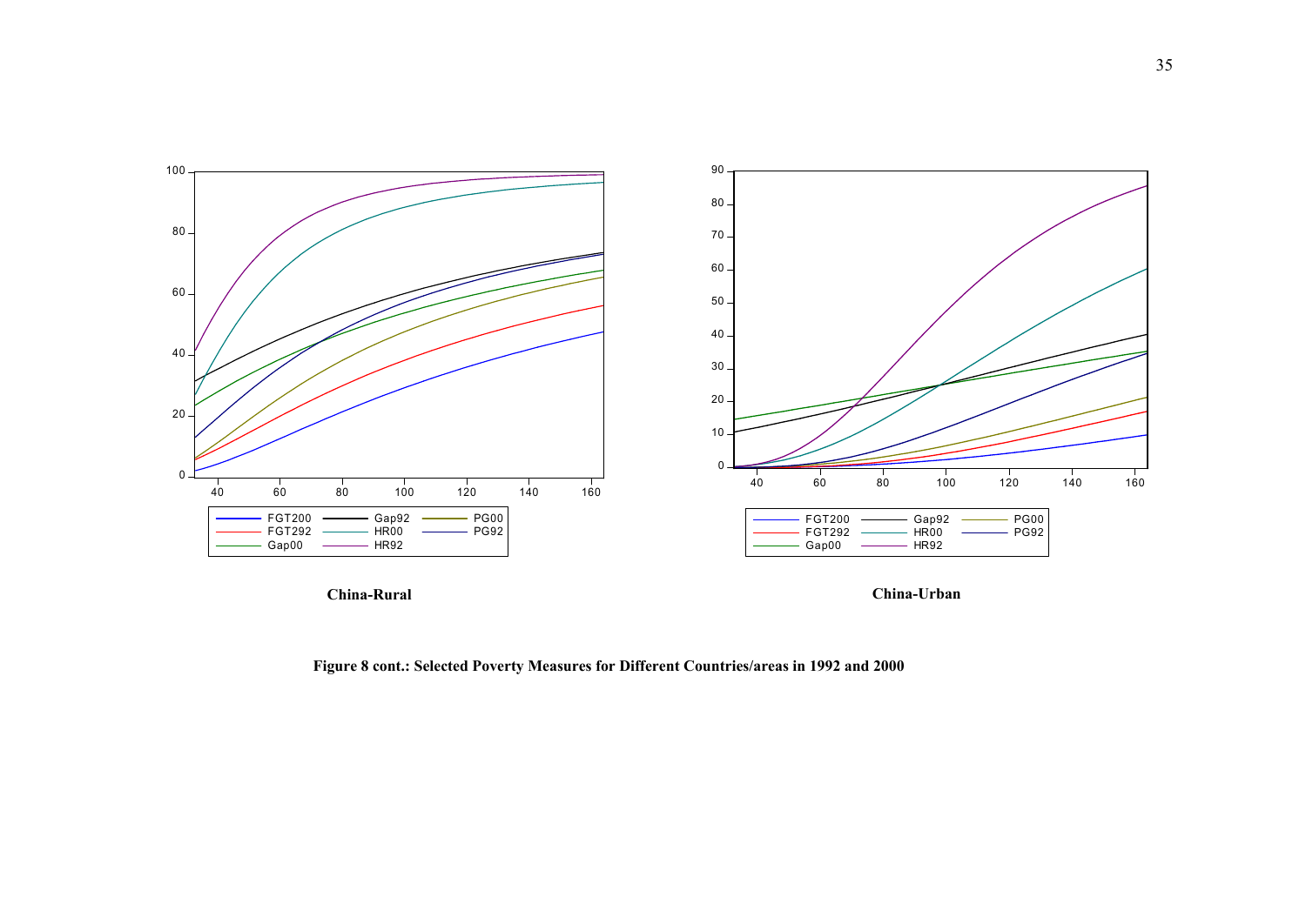China-Rural

China-Urban

**Figure 8 cont.: Selected Poverty Measures for Different Countries/areas in 1992 and 2000**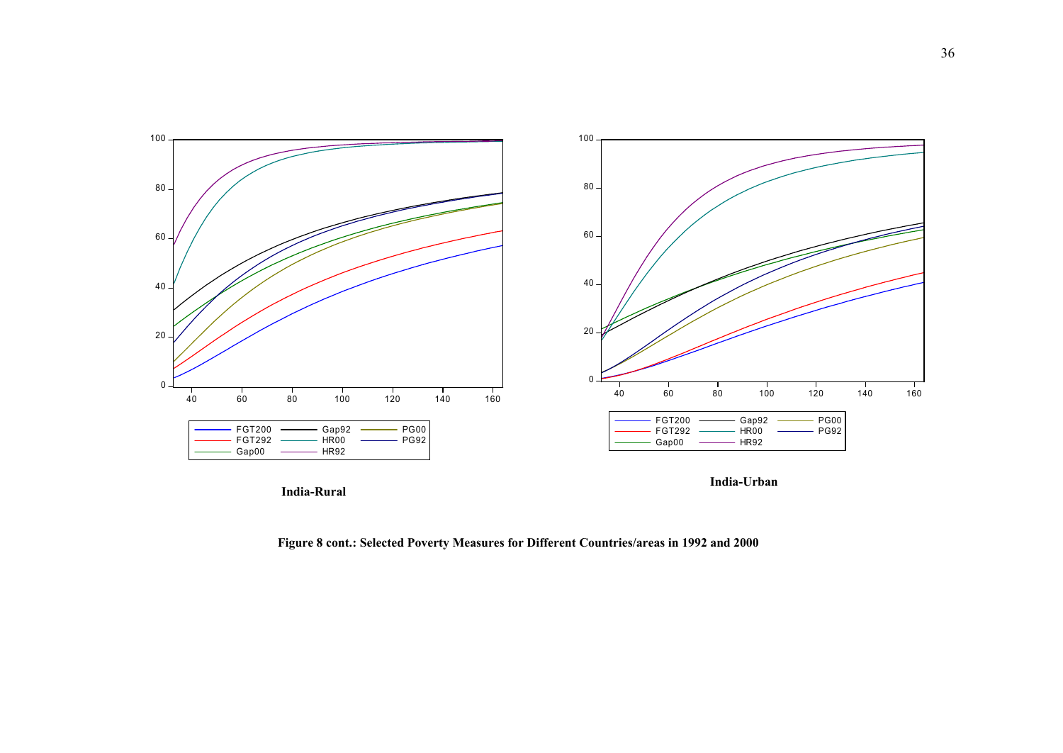100
80
60
40
20
0
40 60 80 100 120 140 160

FGT200 Gap92 PG00
FGT292 HR00 PG92
Gap00 HR92

**India-Rural**

100
80
60
40
20
0
40 60 80 100 120 140 160

FGT200 Gap92 PG00
FGT292 HR00 PG92
Gap00 HR92

**India-Urban**

**Figure 8 cont.: Selected Poverty Measures for Different Countries/areas in 1992 and 2000**